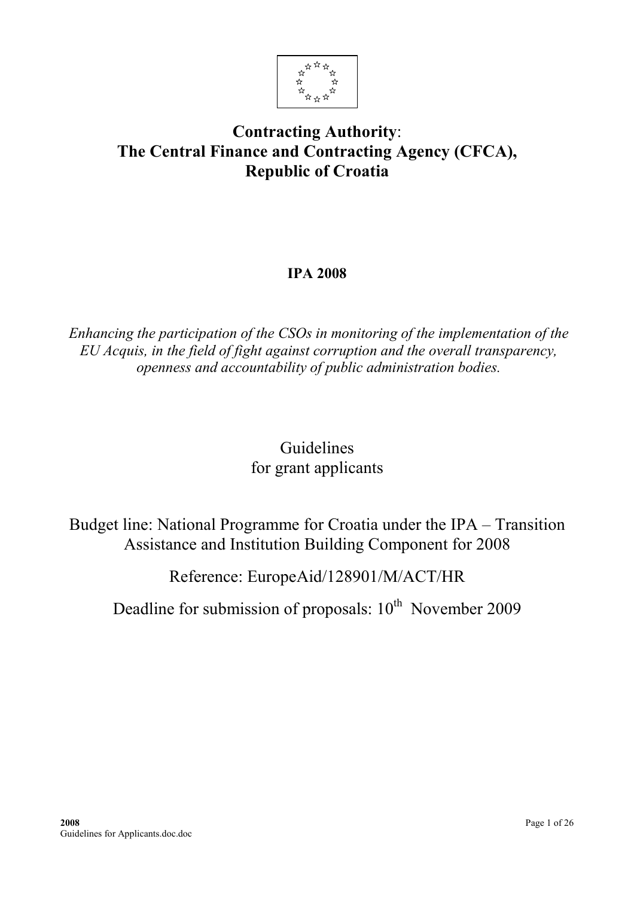**Contracting Authority**:
**The Central Finance and Contracting Agency (CFCA),**
**Republic of Croatia**

**IPA 2008**

*Enhancing the participation of the CSOs in monitoring of the implementation of the EU Acquis, in the field of fight against corruption and the overall transparency, openness and accountability of public administration bodies.*

# Guidelines for grant applicants

Budget line: National Programme for Croatia under the IPA – Transition Assistance and Institution Building Component for 2008

Reference: EuropeAid/128901/M/ACT/HR

Deadline for submission of proposals: 10th November 2009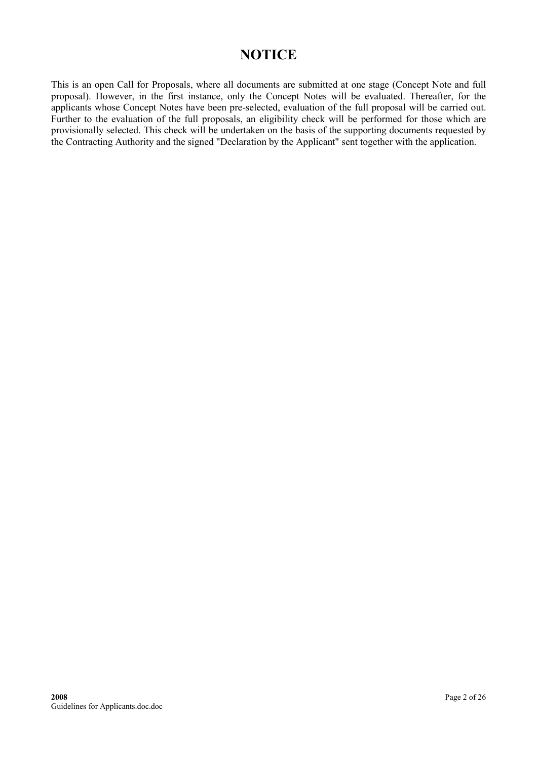# NOTICE

This is an open Call for Proposals, where all documents are submitted at one stage (Concept Note and full proposal). However, in the first instance, only the Concept Notes will be evaluated. Thereafter, for the applicants whose Concept Notes have been pre-selected, evaluation of the full proposal will be carried out. Further to the evaluation of the full proposals, an eligibility check will be performed for those which are provisionally selected. This check will be undertaken on the basis of the supporting documents requested by the Contracting Authority and the signed "Declaration by the Applicant" sent together with the application.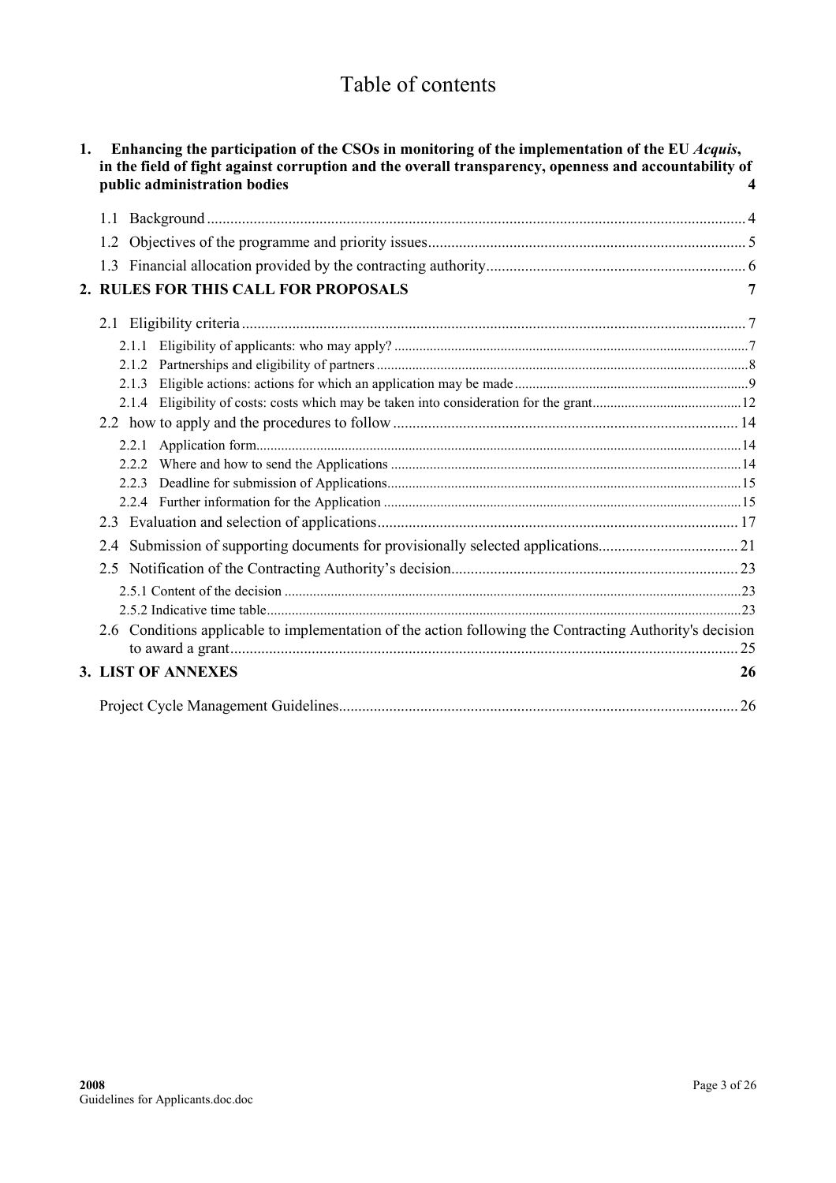# Table of contents

**1. Enhancing the participation of the CSOs in monitoring of the implementation of the EU *Acquis*, in the field of fight against corruption and the overall transparency, openness and accountability of public administration bodies** **4**

- 1.1 Background ........ 4
- 1.2 Objectives of the programme and priority issues ........ 5
- 1.3 Financial allocation provided by the contracting authority ........ 6

**2. RULES FOR THIS CALL FOR PROPOSALS** **7**

- 2.1 Eligibility criteria ........ 7
  - 2.1.1 Eligibility of applicants: who may apply? ........ 7
  - 2.1.2 Partnerships and eligibility of partners ........ 8
  - 2.1.3 Eligible actions: actions for which an application may be made ........ 9
  - 2.1.4 Eligibility of costs: costs which may be taken into consideration for the grant ........ 12
- 2.2 how to apply and the procedures to follow ........ 14
  - 2.2.1 Application form ........ 14
  - 2.2.2 Where and how to send the Applications ........ 14
  - 2.2.3 Deadline for submission of Applications ........ 15
  - 2.2.4 Further information for the Application ........ 15
- 2.3 Evaluation and selection of applications ........ 17
- 2.4 Submission of supporting documents for provisionally selected applications ........ 21
- 2.5 Notification of the Contracting Authority's decision ........ 23
  - 2.5.1 Content of the decision ........ 23
  - 2.5.2 Indicative time table ........ 23
- 2.6 Conditions applicable to implementation of the action following the Contracting Authority's decision to award a grant ........ 25

**3. LIST OF ANNEXES** **26**

- Project Cycle Management Guidelines ........ 26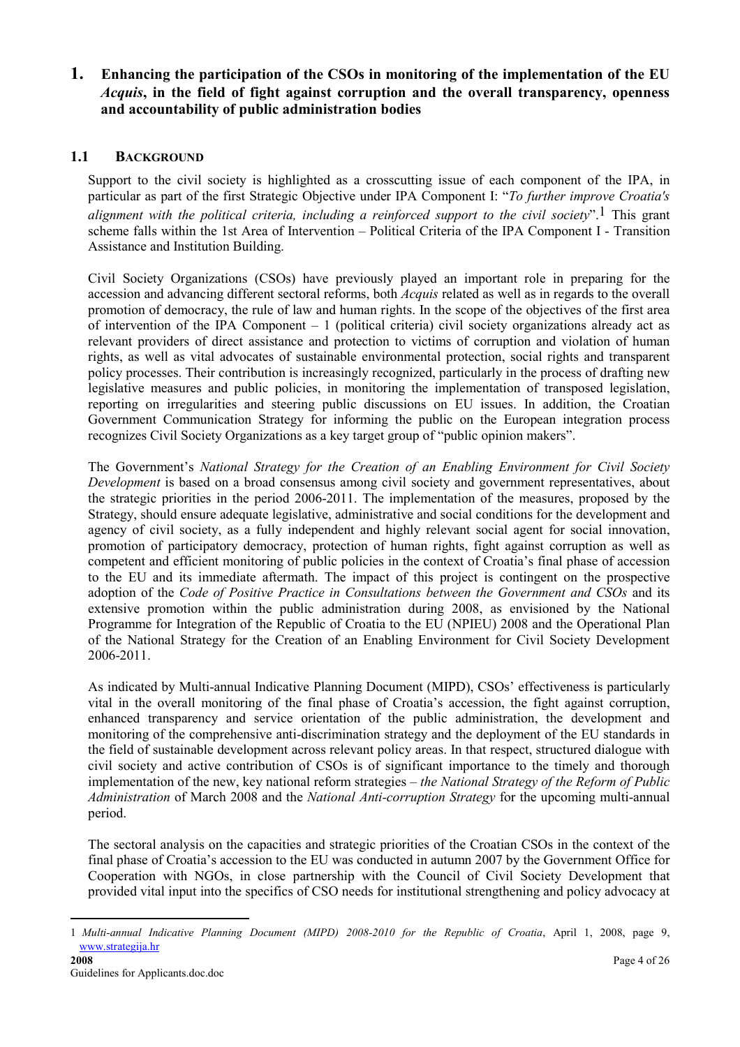# 1. Enhancing the participation of the CSOs in monitoring of the implementation of the EU *Acquis*, in the field of fight against corruption and the overall transparency, openness and accountability of public administration bodies

## 1.1 BACKGROUND

Support to the civil society is highlighted as a crosscutting issue of each component of the IPA, in particular as part of the first Strategic Objective under IPA Component I: "*To further improve Croatia's alignment with the political criteria, including a reinforced support to the civil society*".[1] This grant scheme falls within the 1st Area of Intervention – Political Criteria of the IPA Component I - Transition Assistance and Institution Building.

Civil Society Organizations (CSOs) have previously played an important role in preparing for the accession and advancing different sectoral reforms, both *Acquis* related as well as in regards to the overall promotion of democracy, the rule of law and human rights. In the scope of the objectives of the first area of intervention of the IPA Component – 1 (political criteria) civil society organizations already act as relevant providers of direct assistance and protection to victims of corruption and violation of human rights, as well as vital advocates of sustainable environmental protection, social rights and transparent policy processes. Their contribution is increasingly recognized, particularly in the process of drafting new legislative measures and public policies, in monitoring the implementation of transposed legislation, reporting on irregularities and steering public discussions on EU issues. In addition, the Croatian Government Communication Strategy for informing the public on the European integration process recognizes Civil Society Organizations as a key target group of "public opinion makers".

The Government's *National Strategy for the Creation of an Enabling Environment for Civil Society Development* is based on a broad consensus among civil society and government representatives, about the strategic priorities in the period 2006-2011. The implementation of the measures, proposed by the Strategy, should ensure adequate legislative, administrative and social conditions for the development and agency of civil society, as a fully independent and highly relevant social agent for social innovation, promotion of participatory democracy, protection of human rights, fight against corruption as well as competent and efficient monitoring of public policies in the context of Croatia's final phase of accession to the EU and its immediate aftermath. The impact of this project is contingent on the prospective adoption of the *Code of Positive Practice in Consultations between the Government and CSOs* and its extensive promotion within the public administration during 2008, as envisioned by the National Programme for Integration of the Republic of Croatia to the EU (NPIEU) 2008 and the Operational Plan of the National Strategy for the Creation of an Enabling Environment for Civil Society Development 2006-2011.

As indicated by Multi-annual Indicative Planning Document (MIPD), CSOs' effectiveness is particularly vital in the overall monitoring of the final phase of Croatia's accession, the fight against corruption, enhanced transparency and service orientation of the public administration, the development and monitoring of the comprehensive anti-discrimination strategy and the deployment of the EU standards in the field of sustainable development across relevant policy areas. In that respect, structured dialogue with civil society and active contribution of CSOs is of significant importance to the timely and thorough implementation of the new, key national reform strategies – *the National Strategy of the Reform of Public Administration* of March 2008 and the *National Anti-corruption Strategy* for the upcoming multi-annual period.

The sectoral analysis on the capacities and strategic priorities of the Croatian CSOs in the context of the final phase of Croatia's accession to the EU was conducted in autumn 2007 by the Government Office for Cooperation with NGOs, in close partnership with the Council of Civil Society Development that provided vital input into the specifics of CSO needs for institutional strengthening and policy advocacy at

---

[1] *Multi-annual Indicative Planning Document (MIPD) 2008-2010 for the Republic of Croatia*, April 1, 2008, page 9, www.strategija.hr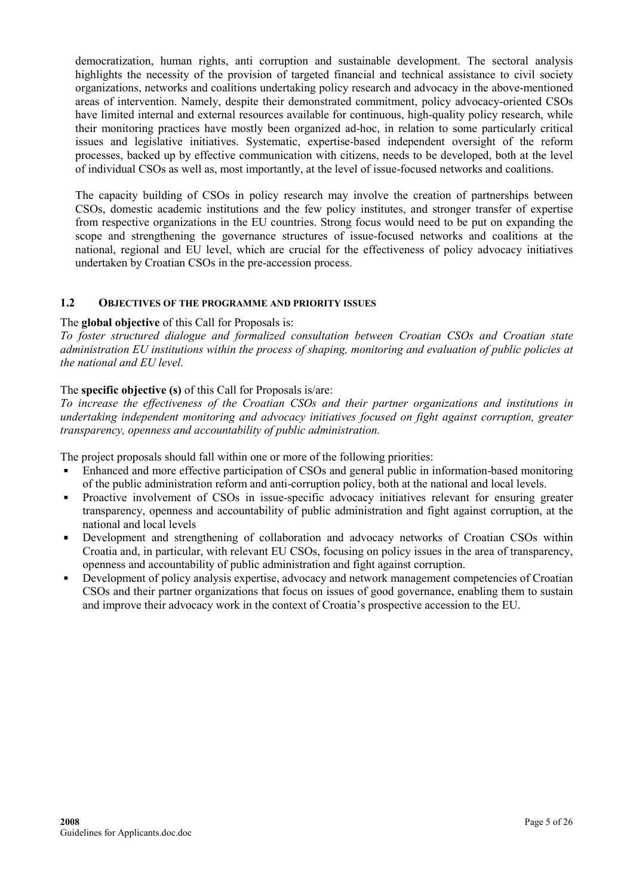democratization, human rights, anti corruption and sustainable development. The sectoral analysis highlights the necessity of the provision of targeted financial and technical assistance to civil society organizations, networks and coalitions undertaking policy research and advocacy in the above-mentioned areas of intervention. Namely, despite their demonstrated commitment, policy advocacy-oriented CSOs have limited internal and external resources available for continuous, high-quality policy research, while their monitoring practices have mostly been organized ad-hoc, in relation to some particularly critical issues and legislative initiatives. Systematic, expertise-based independent oversight of the reform processes, backed up by effective communication with citizens, needs to be developed, both at the level of individual CSOs as well as, most importantly, at the level of issue-focused networks and coalitions.

The capacity building of CSOs in policy research may involve the creation of partnerships between CSOs, domestic academic institutions and the few policy institutes, and stronger transfer of expertise from respective organizations in the EU countries. Strong focus would need to be put on expanding the scope and strengthening the governance structures of issue-focused networks and coalitions at the national, regional and EU level, which are crucial for the effectiveness of policy advocacy initiatives undertaken by Croatian CSOs in the pre-accession process.

### 1.2 OBJECTIVES OF THE PROGRAMME AND PRIORITY ISSUES

The **global objective** of this Call for Proposals is:
*To foster structured dialogue and formalized consultation between Croatian CSOs and Croatian state administration EU institutions within the process of shaping, monitoring and evaluation of public policies at the national and EU level.*

The **specific objective (s)** of this Call for Proposals is/are:
*To increase the effectiveness of the Croatian CSOs and their partner organizations and institutions in undertaking independent monitoring and advocacy initiatives focused on fight against corruption, greater transparency, openness and accountability of public administration.*

The project proposals should fall within one or more of the following priorities:

- Enhanced and more effective participation of CSOs and general public in information-based monitoring of the public administration reform and anti-corruption policy, both at the national and local levels.
- Proactive involvement of CSOs in issue-specific advocacy initiatives relevant for ensuring greater transparency, openness and accountability of public administration and fight against corruption, at the national and local levels
- Development and strengthening of collaboration and advocacy networks of Croatian CSOs within Croatia and, in particular, with relevant EU CSOs, focusing on policy issues in the area of transparency, openness and accountability of public administration and fight against corruption.
- Development of policy analysis expertise, advocacy and network management competencies of Croatian CSOs and their partner organizations that focus on issues of good governance, enabling them to sustain and improve their advocacy work in the context of Croatia's prospective accession to the EU.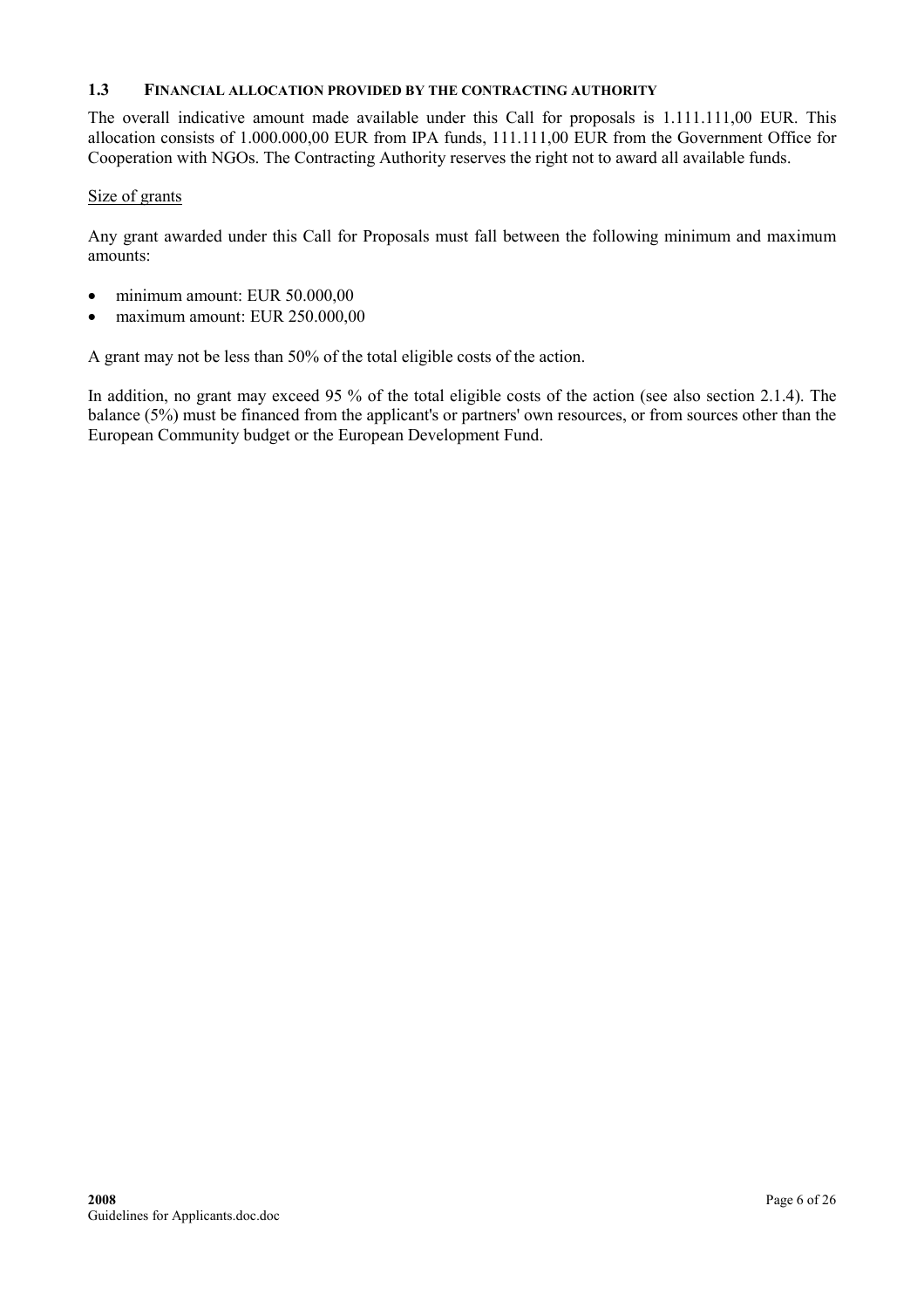### 1.3 FINANCIAL ALLOCATION PROVIDED BY THE CONTRACTING AUTHORITY

The overall indicative amount made available under this Call for proposals is 1.111.111,00 EUR. This allocation consists of 1.000.000,00 EUR from IPA funds, 111.111,00 EUR from the Government Office for Cooperation with NGOs. The Contracting Authority reserves the right not to award all available funds.

Size of grants

Any grant awarded under this Call for Proposals must fall between the following minimum and maximum amounts:

- minimum amount: EUR 50.000,00
- maximum amount: EUR 250.000,00

A grant may not be less than 50% of the total eligible costs of the action.

In addition, no grant may exceed 95 % of the total eligible costs of the action (see also section 2.1.4). The balance (5%) must be financed from the applicant's or partners' own resources, or from sources other than the European Community budget or the European Development Fund.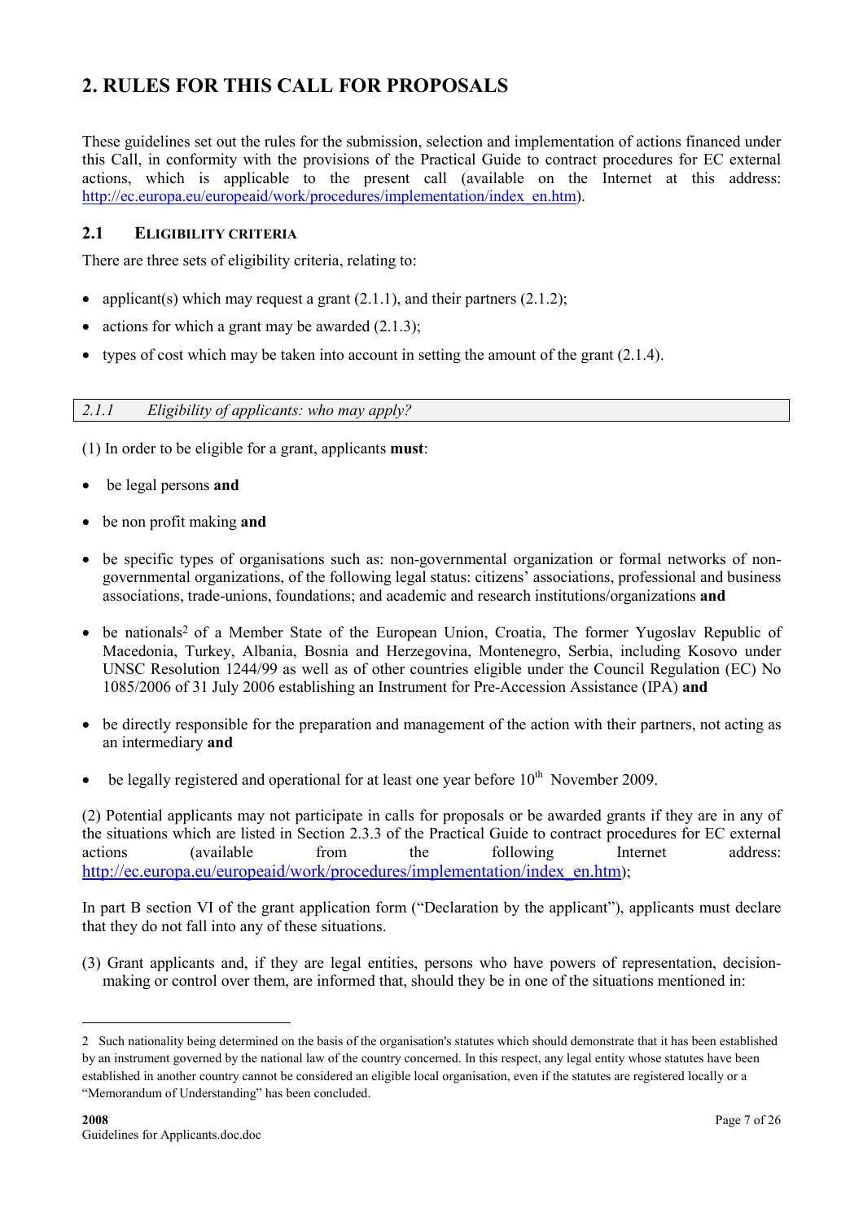## 2. RULES FOR THIS CALL FOR PROPOSALS

These guidelines set out the rules for the submission, selection and implementation of actions financed under this Call, in conformity with the provisions of the Practical Guide to contract procedures for EC external actions, which is applicable to the present call (available on the Internet at this address: http://ec.europa.eu/europeaid/work/procedures/implementation/index_en.htm).

### 2.1 Eligibility criteria

There are three sets of eligibility criteria, relating to:

- applicant(s) which may request a grant (2.1.1), and their partners (2.1.2);
- actions for which a grant may be awarded (2.1.3);
- types of cost which may be taken into account in setting the amount of the grant (2.1.4).

#### *2.1.1 Eligibility of applicants: who may apply?*

(1) In order to be eligible for a grant, applicants **must**:

- be legal persons **and**
- be non profit making **and**
- be specific types of organisations such as: non-governmental organization or formal networks of non-governmental organizations, of the following legal status: citizens' associations, professional and business associations, trade-unions, foundations; and academic and research institutions/organizations **and**
- be nationals[2] of a Member State of the European Union, Croatia, The former Yugoslav Republic of Macedonia, Turkey, Albania, Bosnia and Herzegovina, Montenegro, Serbia, including Kosovo under UNSC Resolution 1244/99 as well as of other countries eligible under the Council Regulation (EC) No 1085/2006 of 31 July 2006 establishing an Instrument for Pre-Accession Assistance (IPA) **and**
- be directly responsible for the preparation and management of the action with their partners, not acting as an intermediary **and**
- be legally registered and operational for at least one year before 10th November 2009.

(2) Potential applicants may not participate in calls for proposals or be awarded grants if they are in any of the situations which are listed in Section 2.3.3 of the Practical Guide to contract procedures for EC external actions (available from the following Internet address: http://ec.europa.eu/europeaid/work/procedures/implementation/index_en.htm);

In part B section VI of the grant application form ("Declaration by the applicant"), applicants must declare that they do not fall into any of these situations.

(3) Grant applicants and, if they are legal entities, persons who have powers of representation, decision-making or control over them, are informed that, should they be in one of the situations mentioned in:

---

2 Such nationality being determined on the basis of the organisation's statutes which should demonstrate that it has been established by an instrument governed by the national law of the country concerned. In this respect, any legal entity whose statutes have been established in another country cannot be considered an eligible local organisation, even if the statutes are registered locally or a "Memorandum of Understanding" has been concluded.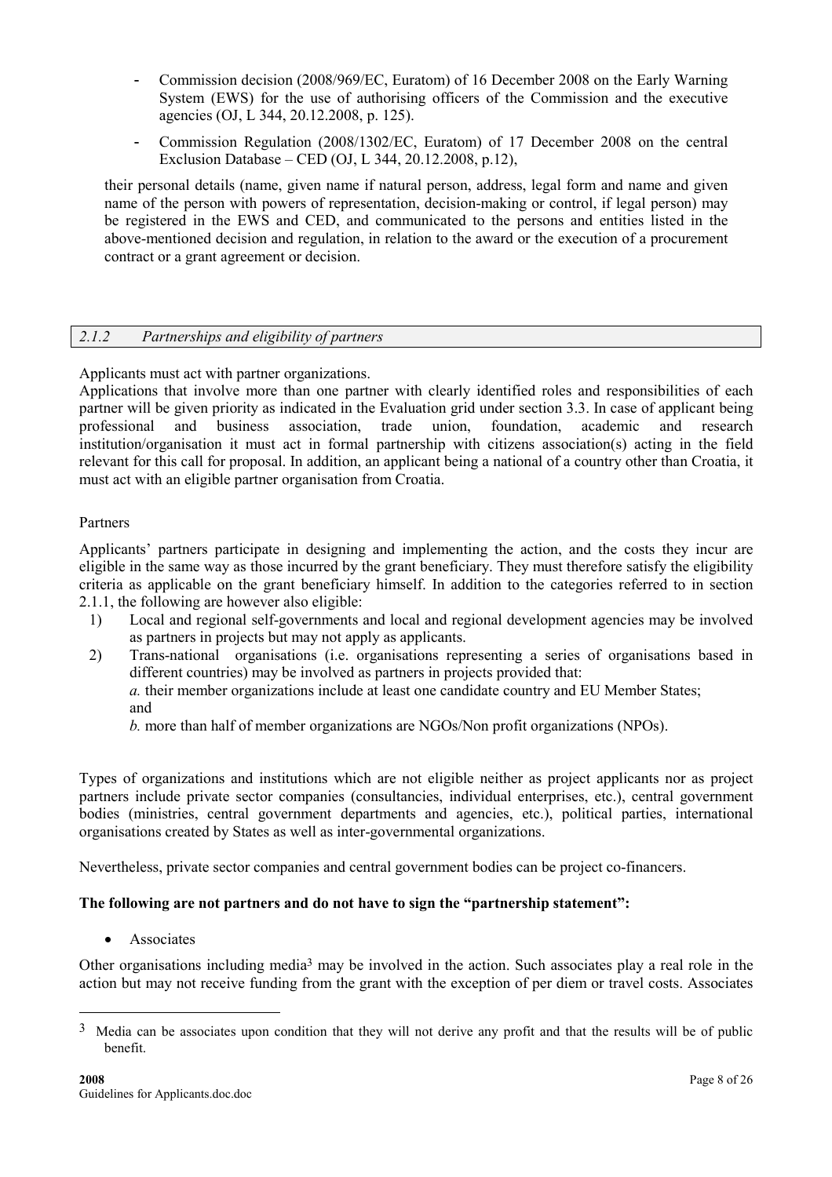- Commission decision (2008/969/EC, Euratom) of 16 December 2008 on the Early Warning System (EWS) for the use of authorising officers of the Commission and the executive agencies (OJ, L 344, 20.12.2008, p. 125).
- Commission Regulation (2008/1302/EC, Euratom) of 17 December 2008 on the central Exclusion Database – CED (OJ, L 344, 20.12.2008, p.12),

their personal details (name, given name if natural person, address, legal form and name and given name of the person with powers of representation, decision-making or control, if legal person) may be registered in the EWS and CED, and communicated to the persons and entities listed in the above-mentioned decision and regulation, in relation to the award or the execution of a procurement contract or a grant agreement or decision.

### *2.1.2 Partnerships and eligibility of partners*

Applicants must act with partner organizations.

Applications that involve more than one partner with clearly identified roles and responsibilities of each partner will be given priority as indicated in the Evaluation grid under section 3.3. In case of applicant being professional and business association, trade union, foundation, academic and research institution/organisation it must act in formal partnership with citizens association(s) acting in the field relevant for this call for proposal. In addition, an applicant being a national of a country other than Croatia, it must act with an eligible partner organisation from Croatia.

Partners

Applicants' partners participate in designing and implementing the action, and the costs they incur are eligible in the same way as those incurred by the grant beneficiary. They must therefore satisfy the eligibility criteria as applicable on the grant beneficiary himself. In addition to the categories referred to in section 2.1.1, the following are however also eligible:

1) Local and regional self-governments and local and regional development agencies may be involved as partners in projects but may not apply as applicants.
2) Trans-national organisations (i.e. organisations representing a series of organisations based in different countries) may be involved as partners in projects provided that:
   *a.* their member organizations include at least one candidate country and EU Member States; and
   *b.* more than half of member organizations are NGOs/Non profit organizations (NPOs).

Types of organizations and institutions which are not eligible neither as project applicants nor as project partners include private sector companies (consultancies, individual enterprises, etc.), central government bodies (ministries, central government departments and agencies, etc.), political parties, international organisations created by States as well as inter-governmental organizations.

Nevertheless, private sector companies and central government bodies can be project co-financers.

**The following are not partners and do not have to sign the "partnership statement":**

- Associates

Other organisations including media[3] may be involved in the action. Such associates play a real role in the action but may not receive funding from the grant with the exception of per diem or travel costs. Associates

[3] Media can be associates upon condition that they will not derive any profit and that the results will be of public benefit.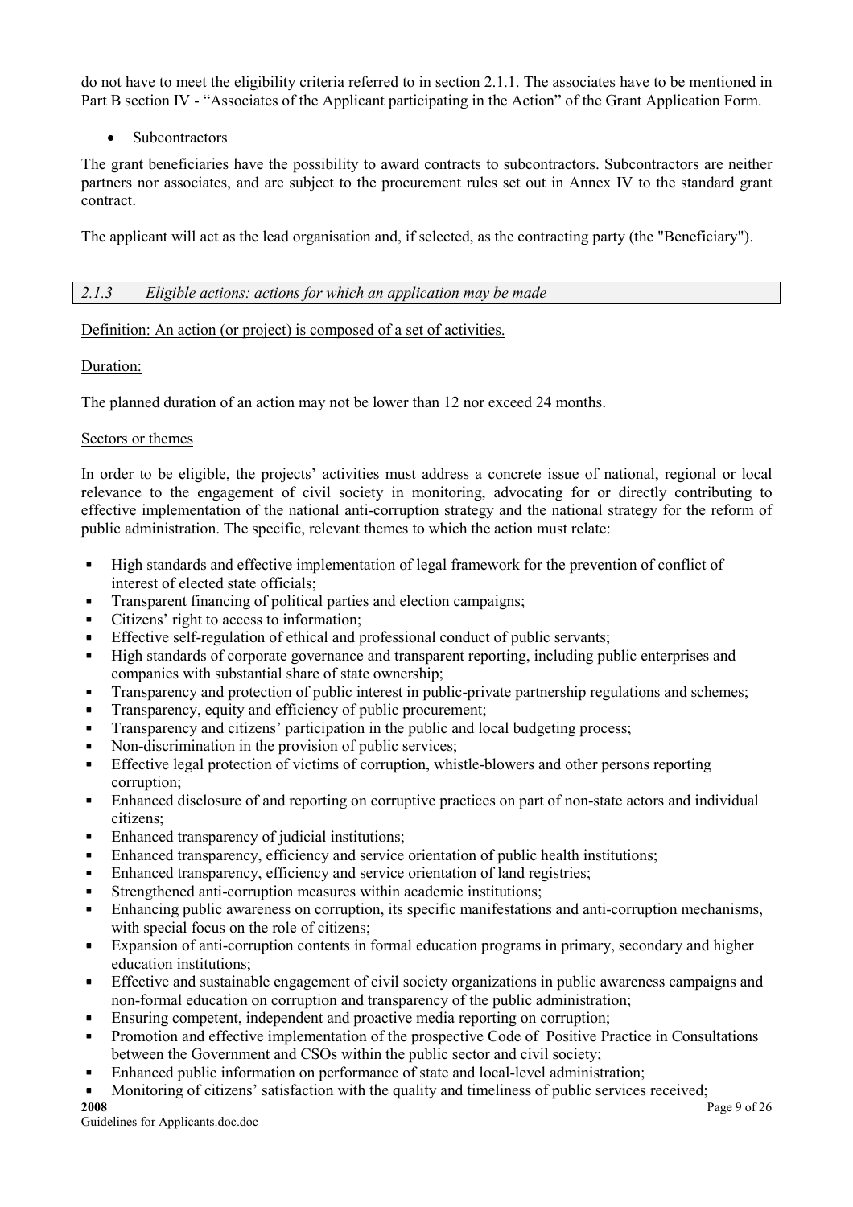do not have to meet the eligibility criteria referred to in section 2.1.1. The associates have to be mentioned in Part B section IV - "Associates of the Applicant participating in the Action" of the Grant Application Form.

- Subcontractors

The grant beneficiaries have the possibility to award contracts to subcontractors. Subcontractors are neither partners nor associates, and are subject to the procurement rules set out in Annex IV to the standard grant contract.

The applicant will act as the lead organisation and, if selected, as the contracting party (the "Beneficiary").

### *2.1.3 Eligible actions: actions for which an application may be made*

<u>Definition: An action (or project) is composed of a set of activities.</u>

<u>Duration:</u>

The planned duration of an action may not be lower than 12 nor exceed 24 months.

<u>Sectors or themes</u>

In order to be eligible, the projects' activities must address a concrete issue of national, regional or local relevance to the engagement of civil society in monitoring, advocating for or directly contributing to effective implementation of the national anti-corruption strategy and the national strategy for the reform of public administration. The specific, relevant themes to which the action must relate:

- High standards and effective implementation of legal framework for the prevention of conflict of interest of elected state officials;
- Transparent financing of political parties and election campaigns;
- Citizens' right to access to information;
- Effective self-regulation of ethical and professional conduct of public servants;
- High standards of corporate governance and transparent reporting, including public enterprises and companies with substantial share of state ownership;
- Transparency and protection of public interest in public-private partnership regulations and schemes;
- Transparency, equity and efficiency of public procurement;
- Transparency and citizens' participation in the public and local budgeting process;
- Non-discrimination in the provision of public services;
- Effective legal protection of victims of corruption, whistle-blowers and other persons reporting corruption;
- Enhanced disclosure of and reporting on corruptive practices on part of non-state actors and individual citizens;
- Enhanced transparency of judicial institutions;
- Enhanced transparency, efficiency and service orientation of public health institutions;
- Enhanced transparency, efficiency and service orientation of land registries;
- Strengthened anti-corruption measures within academic institutions;
- Enhancing public awareness on corruption, its specific manifestations and anti-corruption mechanisms, with special focus on the role of citizens;
- Expansion of anti-corruption contents in formal education programs in primary, secondary and higher education institutions;
- Effective and sustainable engagement of civil society organizations in public awareness campaigns and non-formal education on corruption and transparency of the public administration;
- Ensuring competent, independent and proactive media reporting on corruption;
- Promotion and effective implementation of the prospective Code of Positive Practice in Consultations between the Government and CSOs within the public sector and civil society;
- Enhanced public information on performance of state and local-level administration;
- Monitoring of citizens' satisfaction with the quality and timeliness of public services received;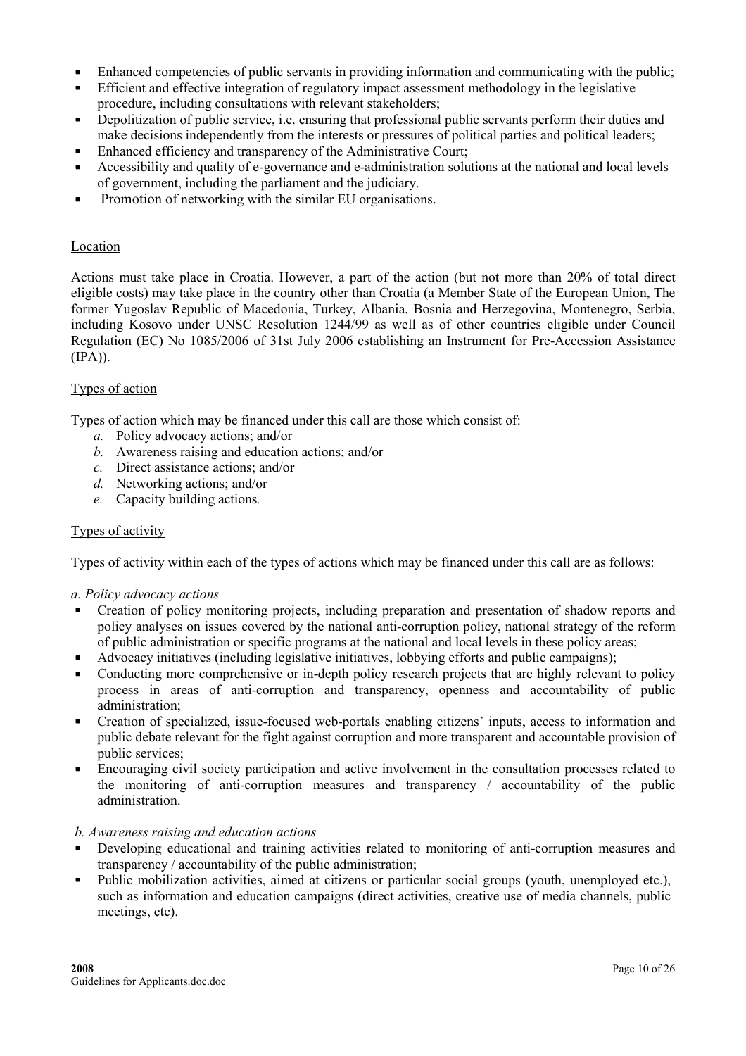- Enhanced competencies of public servants in providing information and communicating with the public;
- Efficient and effective integration of regulatory impact assessment methodology in the legislative procedure, including consultations with relevant stakeholders;
- Depolitization of public service, i.e. ensuring that professional public servants perform their duties and make decisions independently from the interests or pressures of political parties and political leaders;
- Enhanced efficiency and transparency of the Administrative Court;
- Accessibility and quality of e-governance and e-administration solutions at the national and local levels of government, including the parliament and the judiciary.
- Promotion of networking with the similar EU organisations.

Location

Actions must take place in Croatia. However, a part of the action (but not more than 20% of total direct eligible costs) may take place in the country other than Croatia (a Member State of the European Union, The former Yugoslav Republic of Macedonia, Turkey, Albania, Bosnia and Herzegovina, Montenegro, Serbia, including Kosovo under UNSC Resolution 1244/99 as well as of other countries eligible under Council Regulation (EC) No 1085/2006 of 31st July 2006 establishing an Instrument for Pre-Accession Assistance (IPA)).

Types of action

Types of action which may be financed under this call are those which consist of:

*a.* Policy advocacy actions; and/or
*b.* Awareness raising and education actions; and/or
*c.* Direct assistance actions; and/or
*d.* Networking actions; and/or
*e.* Capacity building actions.

Types of activity

Types of activity within each of the types of actions which may be financed under this call are as follows:

*a. Policy advocacy actions*

- Creation of policy monitoring projects, including preparation and presentation of shadow reports and policy analyses on issues covered by the national anti-corruption policy, national strategy of the reform of public administration or specific programs at the national and local levels in these policy areas;
- Advocacy initiatives (including legislative initiatives, lobbying efforts and public campaigns);
- Conducting more comprehensive or in-depth policy research projects that are highly relevant to policy process in areas of anti-corruption and transparency, openness and accountability of public administration;
- Creation of specialized, issue-focused web-portals enabling citizens' inputs, access to information and public debate relevant for the fight against corruption and more transparent and accountable provision of public services;
- Encouraging civil society participation and active involvement in the consultation processes related to the monitoring of anti-corruption measures and transparency / accountability of the public administration.

*b. Awareness raising and education actions*

- Developing educational and training activities related to monitoring of anti-corruption measures and transparency / accountability of the public administration;
- Public mobilization activities, aimed at citizens or particular social groups (youth, unemployed etc.), such as information and education campaigns (direct activities, creative use of media channels, public meetings, etc).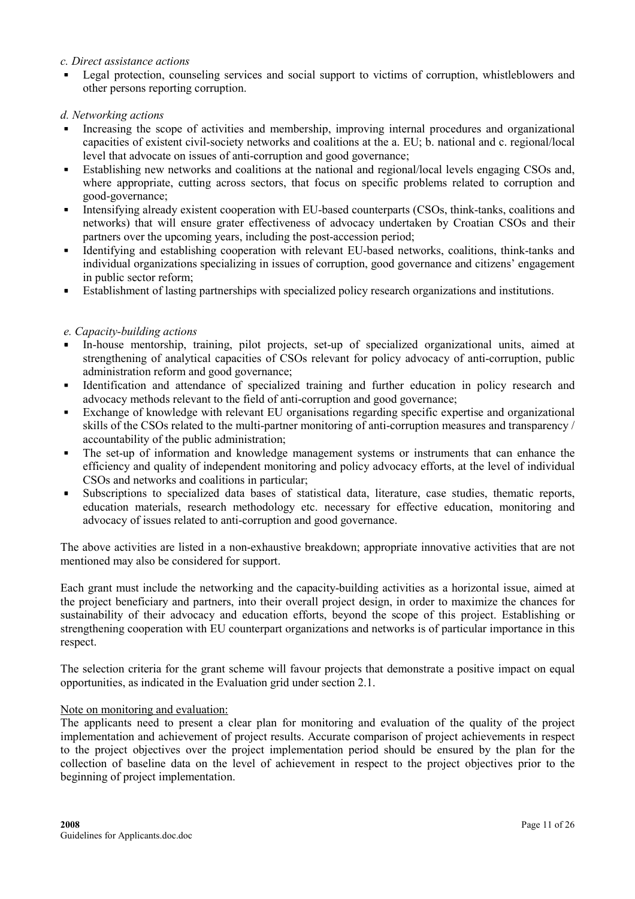*c. Direct assistance actions*

- Legal protection, counseling services and social support to victims of corruption, whistleblowers and other persons reporting corruption.

*d. Networking actions*

- Increasing the scope of activities and membership, improving internal procedures and organizational capacities of existent civil-society networks and coalitions at the a. EU; b. national and c. regional/local level that advocate on issues of anti-corruption and good governance;
- Establishing new networks and coalitions at the national and regional/local levels engaging CSOs and, where appropriate, cutting across sectors, that focus on specific problems related to corruption and good-governance;
- Intensifying already existent cooperation with EU-based counterparts (CSOs, think-tanks, coalitions and networks) that will ensure grater effectiveness of advocacy undertaken by Croatian CSOs and their partners over the upcoming years, including the post-accession period;
- Identifying and establishing cooperation with relevant EU-based networks, coalitions, think-tanks and individual organizations specializing in issues of corruption, good governance and citizens' engagement in public sector reform;
- Establishment of lasting partnerships with specialized policy research organizations and institutions.

*e. Capacity-building actions*

- In-house mentorship, training, pilot projects, set-up of specialized organizational units, aimed at strengthening of analytical capacities of CSOs relevant for policy advocacy of anti-corruption, public administration reform and good governance;
- Identification and attendance of specialized training and further education in policy research and advocacy methods relevant to the field of anti-corruption and good governance;
- Exchange of knowledge with relevant EU organisations regarding specific expertise and organizational skills of the CSOs related to the multi-partner monitoring of anti-corruption measures and transparency / accountability of the public administration;
- The set-up of information and knowledge management systems or instruments that can enhance the efficiency and quality of independent monitoring and policy advocacy efforts, at the level of individual CSOs and networks and coalitions in particular;
- Subscriptions to specialized data bases of statistical data, literature, case studies, thematic reports, education materials, research methodology etc. necessary for effective education, monitoring and advocacy of issues related to anti-corruption and good governance.

The above activities are listed in a non-exhaustive breakdown; appropriate innovative activities that are not mentioned may also be considered for support.

Each grant must include the networking and the capacity-building activities as a horizontal issue, aimed at the project beneficiary and partners, into their overall project design, in order to maximize the chances for sustainability of their advocacy and education efforts, beyond the scope of this project. Establishing or strengthening cooperation with EU counterpart organizations and networks is of particular importance in this respect.

The selection criteria for the grant scheme will favour projects that demonstrate a positive impact on equal opportunities, as indicated in the Evaluation grid under section 2.1.

Note on monitoring and evaluation:

The applicants need to present a clear plan for monitoring and evaluation of the quality of the project implementation and achievement of project results. Accurate comparison of project achievements in respect to the project objectives over the project implementation period should be ensured by the plan for the collection of baseline data on the level of achievement in respect to the project objectives prior to the beginning of project implementation.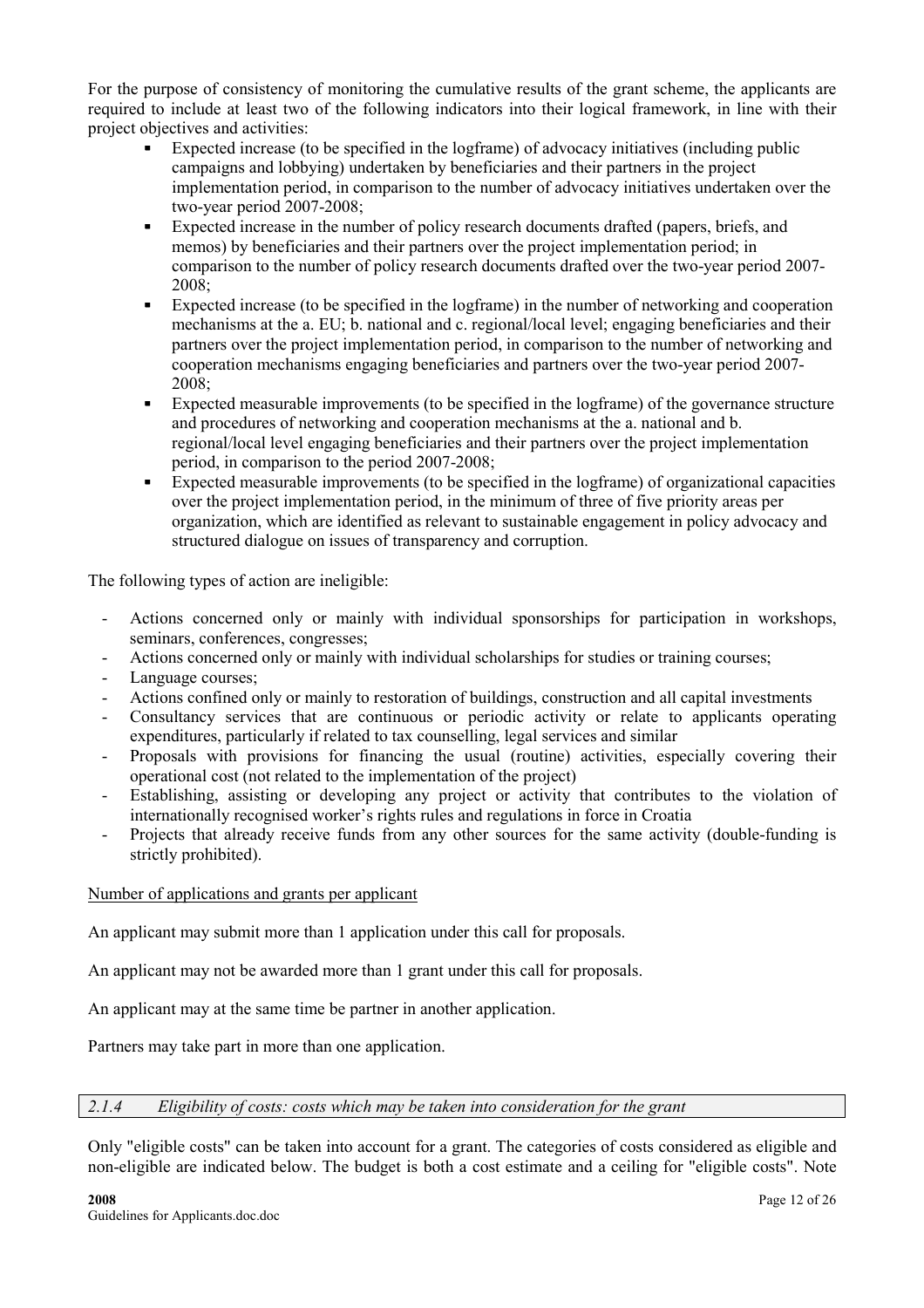For the purpose of consistency of monitoring the cumulative results of the grant scheme, the applicants are required to include at least two of the following indicators into their logical framework, in line with their project objectives and activities:

- Expected increase (to be specified in the logframe) of advocacy initiatives (including public campaigns and lobbying) undertaken by beneficiaries and their partners in the project implementation period, in comparison to the number of advocacy initiatives undertaken over the two-year period 2007-2008;
- Expected increase in the number of policy research documents drafted (papers, briefs, and memos) by beneficiaries and their partners over the project implementation period; in comparison to the number of policy research documents drafted over the two-year period 2007-2008;
- Expected increase (to be specified in the logframe) in the number of networking and cooperation mechanisms at the a. EU; b. national and c. regional/local level; engaging beneficiaries and their partners over the project implementation period, in comparison to the number of networking and cooperation mechanisms engaging beneficiaries and partners over the two-year period 2007-2008;
- Expected measurable improvements (to be specified in the logframe) of the governance structure and procedures of networking and cooperation mechanisms at the a. national and b. regional/local level engaging beneficiaries and their partners over the project implementation period, in comparison to the period 2007-2008;
- Expected measurable improvements (to be specified in the logframe) of organizational capacities over the project implementation period, in the minimum of three of five priority areas per organization, which are identified as relevant to sustainable engagement in policy advocacy and structured dialogue on issues of transparency and corruption.

The following types of action are ineligible:

- Actions concerned only or mainly with individual sponsorships for participation in workshops, seminars, conferences, congresses;
- Actions concerned only or mainly with individual scholarships for studies or training courses;
- Language courses;
- Actions confined only or mainly to restoration of buildings, construction and all capital investments
- Consultancy services that are continuous or periodic activity or relate to applicants operating expenditures, particularly if related to tax counselling, legal services and similar
- Proposals with provisions for financing the usual (routine) activities, especially covering their operational cost (not related to the implementation of the project)
- Establishing, assisting or developing any project or activity that contributes to the violation of internationally recognised worker's rights rules and regulations in force in Croatia
- Projects that already receive funds from any other sources for the same activity (double-funding is strictly prohibited).

Number of applications and grants per applicant

An applicant may submit more than 1 application under this call for proposals.

An applicant may not be awarded more than 1 grant under this call for proposals.

An applicant may at the same time be partner in another application.

Partners may take part in more than one application.

### *2.1.4 Eligibility of costs: costs which may be taken into consideration for the grant*

Only "eligible costs" can be taken into account for a grant. The categories of costs considered as eligible and non-eligible are indicated below. The budget is both a cost estimate and a ceiling for "eligible costs". Note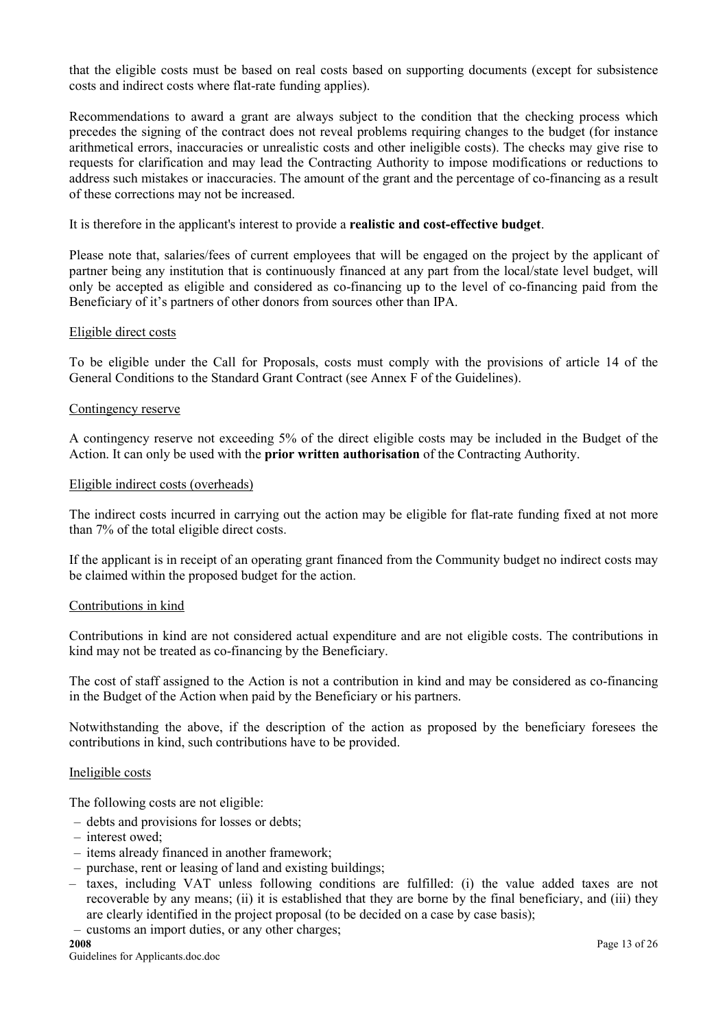that the eligible costs must be based on real costs based on supporting documents (except for subsistence costs and indirect costs where flat-rate funding applies).

Recommendations to award a grant are always subject to the condition that the checking process which precedes the signing of the contract does not reveal problems requiring changes to the budget (for instance arithmetical errors, inaccuracies or unrealistic costs and other ineligible costs). The checks may give rise to requests for clarification and may lead the Contracting Authority to impose modifications or reductions to address such mistakes or inaccuracies. The amount of the grant and the percentage of co-financing as a result of these corrections may not be increased.

It is therefore in the applicant's interest to provide a **realistic and cost-effective budget**.

Please note that, salaries/fees of current employees that will be engaged on the project by the applicant of partner being any institution that is continuously financed at any part from the local/state level budget, will only be accepted as eligible and considered as co-financing up to the level of co-financing paid from the Beneficiary of it's partners of other donors from sources other than IPA.

Eligible direct costs

To be eligible under the Call for Proposals, costs must comply with the provisions of article 14 of the General Conditions to the Standard Grant Contract (see Annex F of the Guidelines).

Contingency reserve

A contingency reserve not exceeding 5% of the direct eligible costs may be included in the Budget of the Action. It can only be used with the **prior written authorisation** of the Contracting Authority.

Eligible indirect costs (overheads)

The indirect costs incurred in carrying out the action may be eligible for flat-rate funding fixed at not more than 7% of the total eligible direct costs.

If the applicant is in receipt of an operating grant financed from the Community budget no indirect costs may be claimed within the proposed budget for the action.

Contributions in kind

Contributions in kind are not considered actual expenditure and are not eligible costs. The contributions in kind may not be treated as co-financing by the Beneficiary.

The cost of staff assigned to the Action is not a contribution in kind and may be considered as co-financing in the Budget of the Action when paid by the Beneficiary or his partners.

Notwithstanding the above, if the description of the action as proposed by the beneficiary foresees the contributions in kind, such contributions have to be provided.

Ineligible costs

The following costs are not eligible:

- debts and provisions for losses or debts;
- interest owed;
- items already financed in another framework;
- purchase, rent or leasing of land and existing buildings;
- taxes, including VAT unless following conditions are fulfilled: (i) the value added taxes are not recoverable by any means; (ii) it is established that they are borne by the final beneficiary, and (iii) they are clearly identified in the project proposal (to be decided on a case by case basis);
- customs an import duties, or any other charges;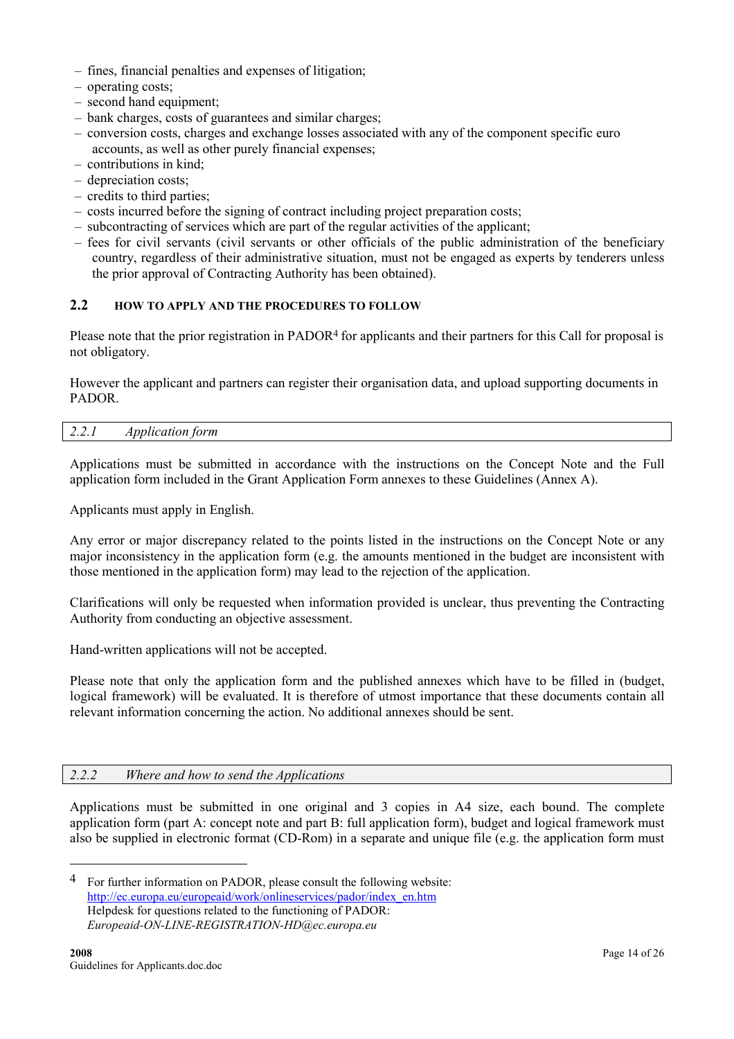- fines, financial penalties and expenses of litigation;
- operating costs;
- second hand equipment;
- bank charges, costs of guarantees and similar charges;
- conversion costs, charges and exchange losses associated with any of the component specific euro accounts, as well as other purely financial expenses;
- contributions in kind;
- depreciation costs;
- credits to third parties;
- costs incurred before the signing of contract including project preparation costs;
- subcontracting of services which are part of the regular activities of the applicant;
- fees for civil servants (civil servants or other officials of the public administration of the beneficiary country, regardless of their administrative situation, must not be engaged as experts by tenderers unless the prior approval of Contracting Authority has been obtained).

## 2.2 HOW TO APPLY AND THE PROCEDURES TO FOLLOW

Please note that the prior registration in PADOR[4] for applicants and their partners for this Call for proposal is not obligatory.

However the applicant and partners can register their organisation data, and upload supporting documents in PADOR.

### *2.2.1 Application form*

Applications must be submitted in accordance with the instructions on the Concept Note and the Full application form included in the Grant Application Form annexes to these Guidelines (Annex A).

Applicants must apply in English.

Any error or major discrepancy related to the points listed in the instructions on the Concept Note or any major inconsistency in the application form (e.g. the amounts mentioned in the budget are inconsistent with those mentioned in the application form) may lead to the rejection of the application.

Clarifications will only be requested when information provided is unclear, thus preventing the Contracting Authority from conducting an objective assessment.

Hand-written applications will not be accepted.

Please note that only the application form and the published annexes which have to be filled in (budget, logical framework) will be evaluated. It is therefore of utmost importance that these documents contain all relevant information concerning the action. No additional annexes should be sent.

### *2.2.2 Where and how to send the Applications*

Applications must be submitted in one original and 3 copies in A4 size, each bound. The complete application form (part A: concept note and part B: full application form), budget and logical framework must also be supplied in electronic format (CD-Rom) in a separate and unique file (e.g. the application form must

---

[4] For further information on PADOR, please consult the following website: http://ec.europa.eu/europeaid/work/onlineservices/pador/index_en.htm
Helpdesk for questions related to the functioning of PADOR:
*Europeaid-ON-LINE-REGISTRATION-HD@ec.europa.eu*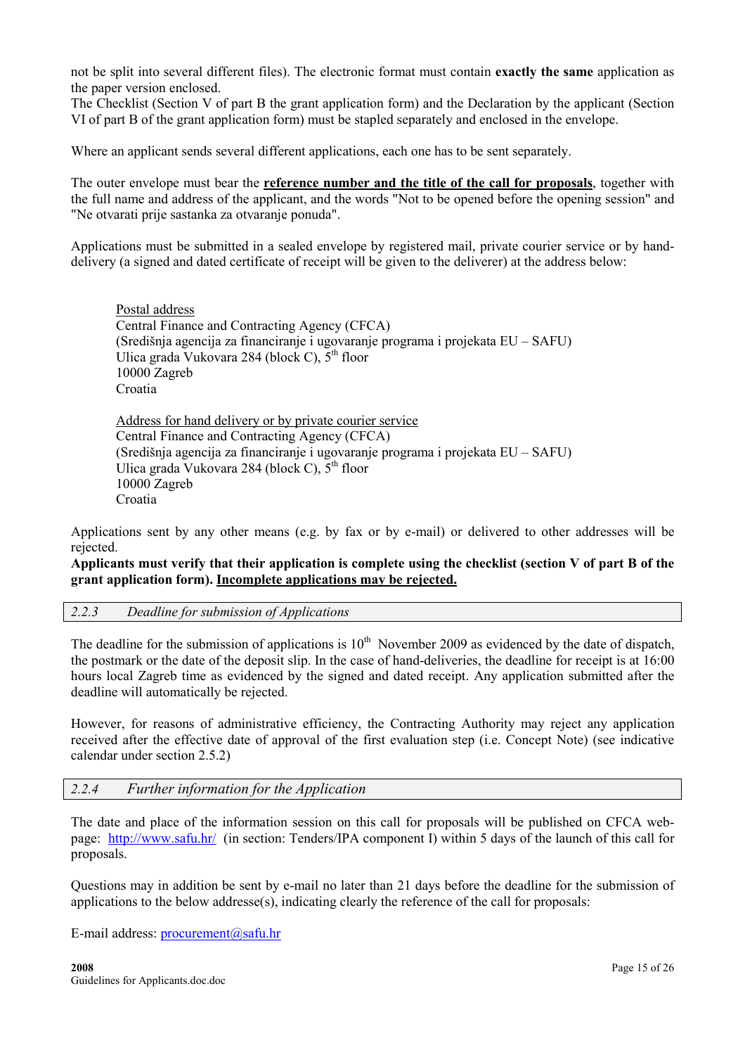not be split into several different files). The electronic format must contain **exactly the same** application as the paper version enclosed.
The Checklist (Section V of part B the grant application form) and the Declaration by the applicant (Section VI of part B of the grant application form) must be stapled separately and enclosed in the envelope.

Where an applicant sends several different applications, each one has to be sent separately.

The outer envelope must bear the **reference number and the title of the call for proposals**, together with the full name and address of the applicant, and the words "Not to be opened before the opening session" and "Ne otvarati prije sastanka za otvaranje ponuda".

Applications must be submitted in a sealed envelope by registered mail, private courier service or by hand-delivery (a signed and dated certificate of receipt will be given to the deliverer) at the address below:

Postal address
Central Finance and Contracting Agency (CFCA)
(Središnja agencija za financiranje i ugovaranje programa i projekata EU – SAFU)
Ulica grada Vukovara 284 (block C), 5th floor
10000 Zagreb
Croatia

Address for hand delivery or by private courier service
Central Finance and Contracting Agency (CFCA)
(Središnja agencija za financiranje i ugovaranje programa i projekata EU – SAFU)
Ulica grada Vukovara 284 (block C), 5th floor
10000 Zagreb
Croatia

Applications sent by any other means (e.g. by fax or by e-mail) or delivered to other addresses will be rejected.
**Applicants must verify that their application is complete using the checklist (section V of part B of the grant application form). Incomplete applications may be rejected.**

### *2.2.3 Deadline for submission of Applications*

The deadline for the submission of applications is 10th November 2009 as evidenced by the date of dispatch, the postmark or the date of the deposit slip. In the case of hand-deliveries, the deadline for receipt is at 16:00 hours local Zagreb time as evidenced by the signed and dated receipt. Any application submitted after the deadline will automatically be rejected.

However, for reasons of administrative efficiency, the Contracting Authority may reject any application received after the effective date of approval of the first evaluation step (i.e. Concept Note) (see indicative calendar under section 2.5.2)

### *2.2.4 Further information for the Application*

The date and place of the information session on this call for proposals will be published on CFCA web-page: http://www.safu.hr/ (in section: Tenders/IPA component I) within 5 days of the launch of this call for proposals.

Questions may in addition be sent by e-mail no later than 21 days before the deadline for the submission of applications to the below addresse(s), indicating clearly the reference of the call for proposals:

E-mail address: procurement@safu.hr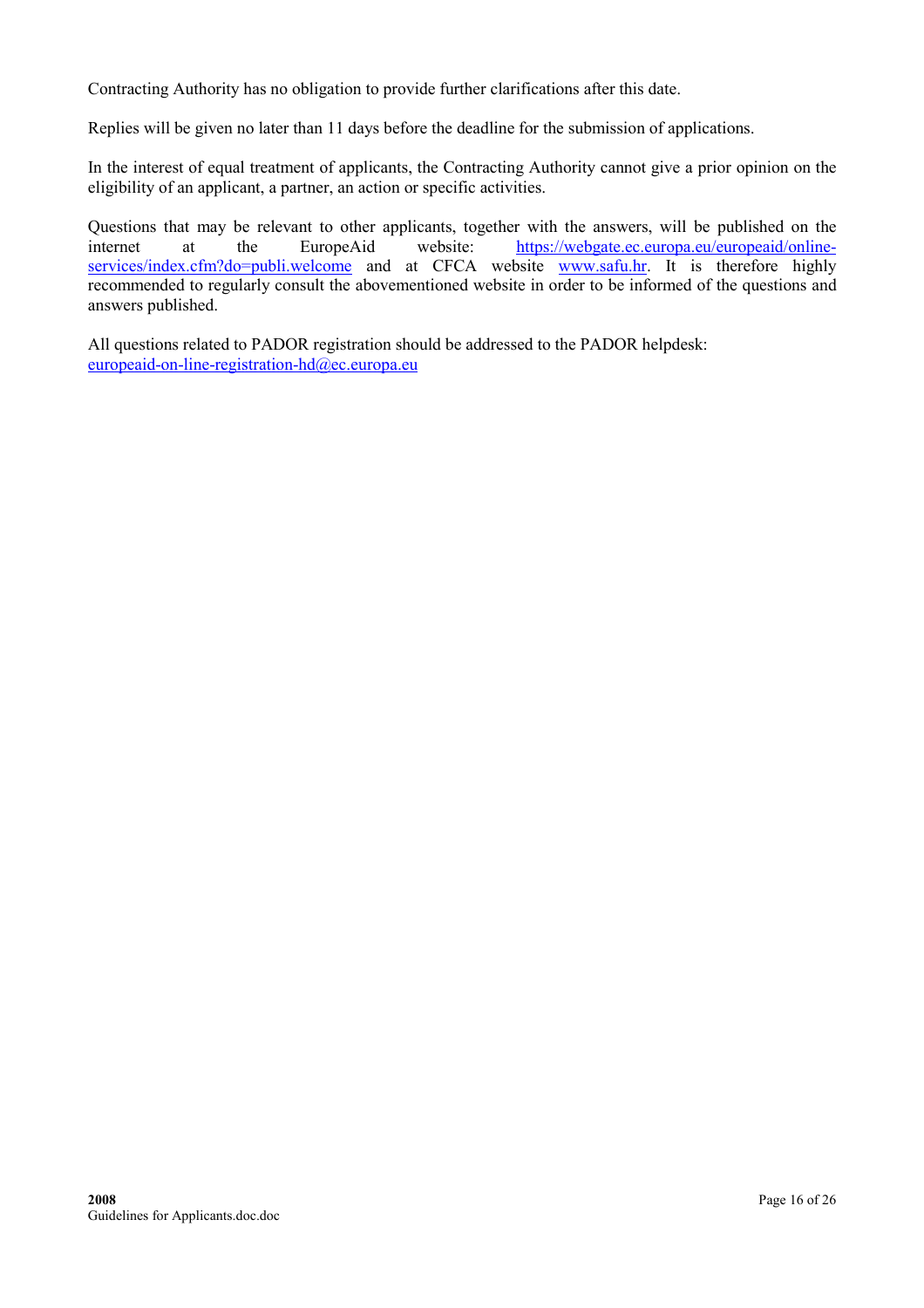Contracting Authority has no obligation to provide further clarifications after this date.

Replies will be given no later than 11 days before the deadline for the submission of applications.

In the interest of equal treatment of applicants, the Contracting Authority cannot give a prior opinion on the eligibility of an applicant, a partner, an action or specific activities.

Questions that may be relevant to other applicants, together with the answers, will be published on the internet at the EuropeAid website: https://webgate.ec.europa.eu/europeaid/online-services/index.cfm?do=publi.welcome and at CFCA website www.safu.hr. It is therefore highly recommended to regularly consult the abovementioned website in order to be informed of the questions and answers published.

All questions related to PADOR registration should be addressed to the PADOR helpdesk: europeaid-on-line-registration-hd@ec.europa.eu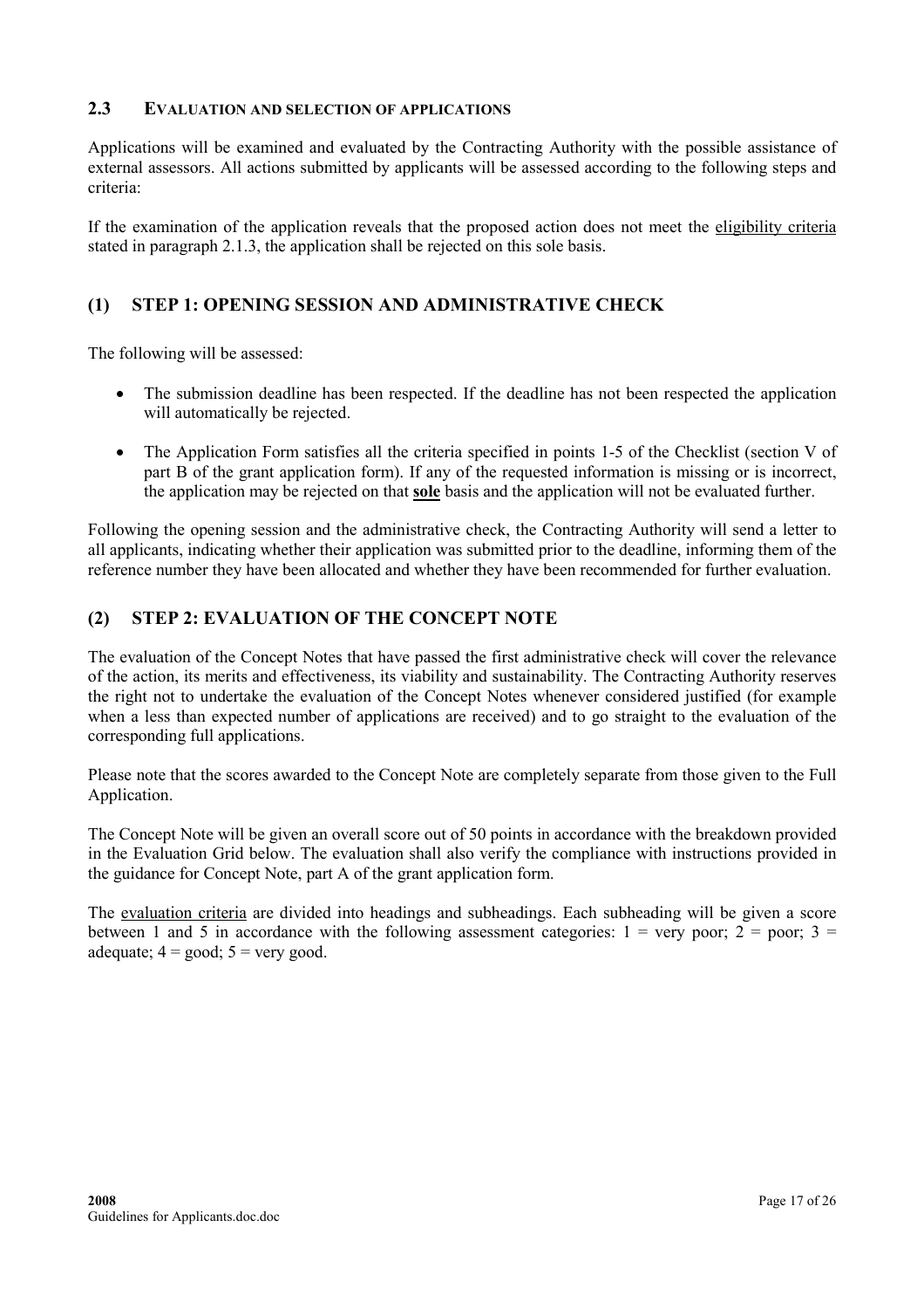## 2.3 Evaluation and selection of applications

Applications will be examined and evaluated by the Contracting Authority with the possible assistance of external assessors. All actions submitted by applicants will be assessed according to the following steps and criteria:

If the examination of the application reveals that the proposed action does not meet the eligibility criteria stated in paragraph 2.1.3, the application shall be rejected on this sole basis.

### (1) STEP 1: OPENING SESSION AND ADMINISTRATIVE CHECK

The following will be assessed:

- The submission deadline has been respected. If the deadline has not been respected the application will automatically be rejected.
- The Application Form satisfies all the criteria specified in points 1-5 of the Checklist (section V of part B of the grant application form). If any of the requested information is missing or is incorrect, the application may be rejected on that **sole** basis and the application will not be evaluated further.

Following the opening session and the administrative check, the Contracting Authority will send a letter to all applicants, indicating whether their application was submitted prior to the deadline, informing them of the reference number they have been allocated and whether they have been recommended for further evaluation.

### (2) STEP 2: EVALUATION OF THE CONCEPT NOTE

The evaluation of the Concept Notes that have passed the first administrative check will cover the relevance of the action, its merits and effectiveness, its viability and sustainability. The Contracting Authority reserves the right not to undertake the evaluation of the Concept Notes whenever considered justified (for example when a less than expected number of applications are received) and to go straight to the evaluation of the corresponding full applications.

Please note that the scores awarded to the Concept Note are completely separate from those given to the Full Application.

The Concept Note will be given an overall score out of 50 points in accordance with the breakdown provided in the Evaluation Grid below. The evaluation shall also verify the compliance with instructions provided in the guidance for Concept Note, part A of the grant application form.

The evaluation criteria are divided into headings and subheadings. Each subheading will be given a score between 1 and 5 in accordance with the following assessment categories: 1 = very poor; 2 = poor; 3 = adequate; 4 = good; 5 = very good.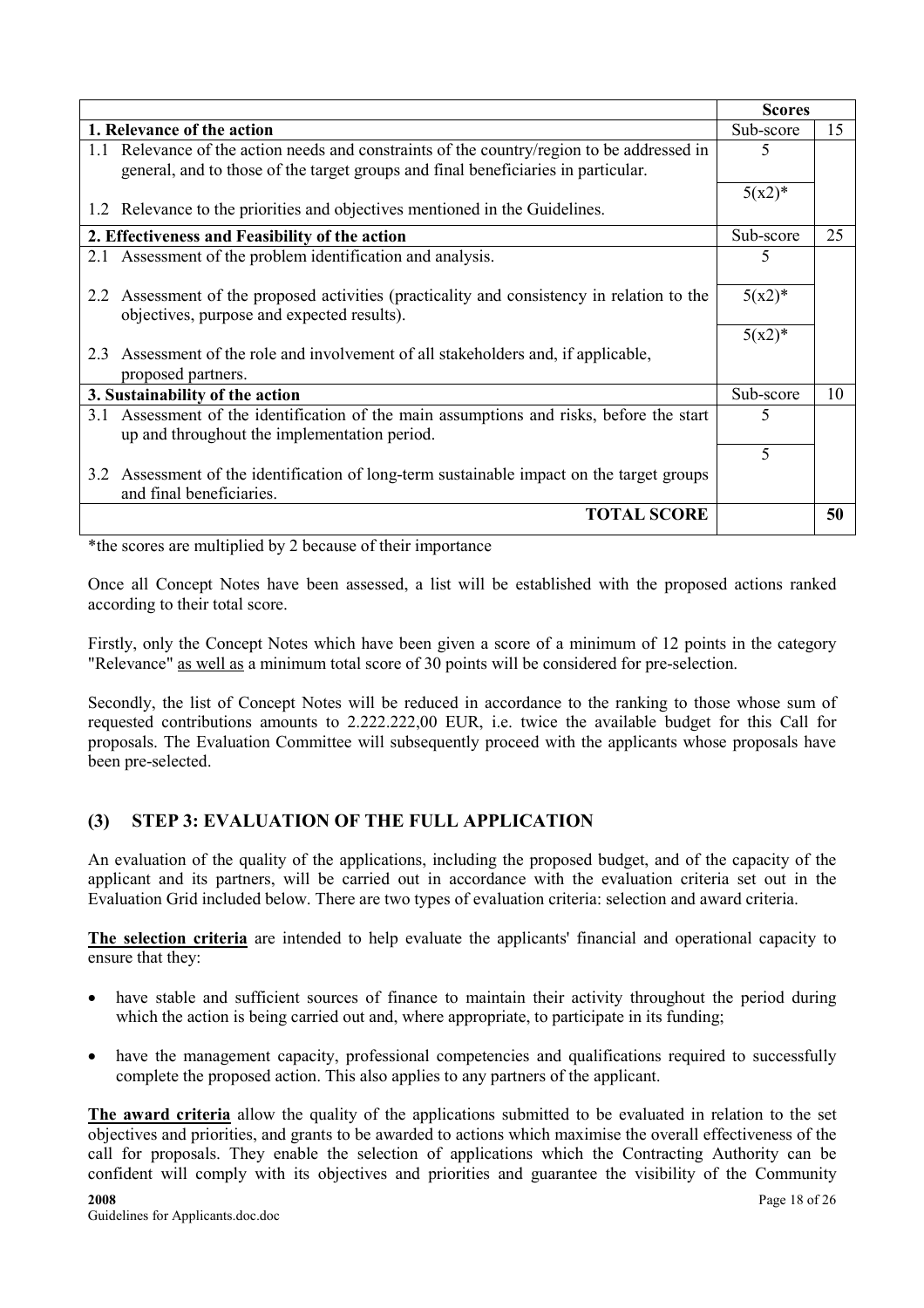| | Scores | |
|---|---|---|
| **1. Relevance of the action** | Sub-score | 15 |
| 1.1 Relevance of the action needs and constraints of the country/region to be addressed in general, and to those of the target groups and final beneficiaries in particular. | 5 | |
| 1.2 Relevance to the priorities and objectives mentioned in the Guidelines. | 5(x2)* | |
| **2. Effectiveness and Feasibility of the action** | Sub-score | 25 |
| 2.1 Assessment of the problem identification and analysis. | 5 | |
| 2.2 Assessment of the proposed activities (practicality and consistency in relation to the objectives, purpose and expected results). | 5(x2)* | |
| 2.3 Assessment of the role and involvement of all stakeholders and, if applicable, proposed partners. | 5(x2)* | |
| **3. Sustainability of the action** | Sub-score | 10 |
| 3.1 Assessment of the identification of the main assumptions and risks, before the start up and throughout the implementation period. | 5 | |
| 3.2 Assessment of the identification of long-term sustainable impact on the target groups and final beneficiaries. | 5 | |
| **TOTAL SCORE** | | **50** |

*the scores are multiplied by 2 because of their importance

Once all Concept Notes have been assessed, a list will be established with the proposed actions ranked according to their total score.

Firstly, only the Concept Notes which have been given a score of a minimum of 12 points in the category "Relevance" <u>as well as</u> a minimum total score of 30 points will be considered for pre-selection.

Secondly, the list of Concept Notes will be reduced in accordance to the ranking to those whose sum of requested contributions amounts to 2.222.222,00 EUR, i.e. twice the available budget for this Call for proposals. The Evaluation Committee will subsequently proceed with the applicants whose proposals have been pre-selected.

## (3) STEP 3: EVALUATION OF THE FULL APPLICATION

An evaluation of the quality of the applications, including the proposed budget, and of the capacity of the applicant and its partners, will be carried out in accordance with the evaluation criteria set out in the Evaluation Grid included below. There are two types of evaluation criteria: selection and award criteria.

**<u>The selection criteria</u>** are intended to help evaluate the applicants' financial and operational capacity to ensure that they:

- have stable and sufficient sources of finance to maintain their activity throughout the period during which the action is being carried out and, where appropriate, to participate in its funding;
- have the management capacity, professional competencies and qualifications required to successfully complete the proposed action. This also applies to any partners of the applicant.

**<u>The award criteria</u>** allow the quality of the applications submitted to be evaluated in relation to the set objectives and priorities, and grants to be awarded to actions which maximise the overall effectiveness of the call for proposals. They enable the selection of applications which the Contracting Authority can be confident will comply with its objectives and priorities and guarantee the visibility of the Community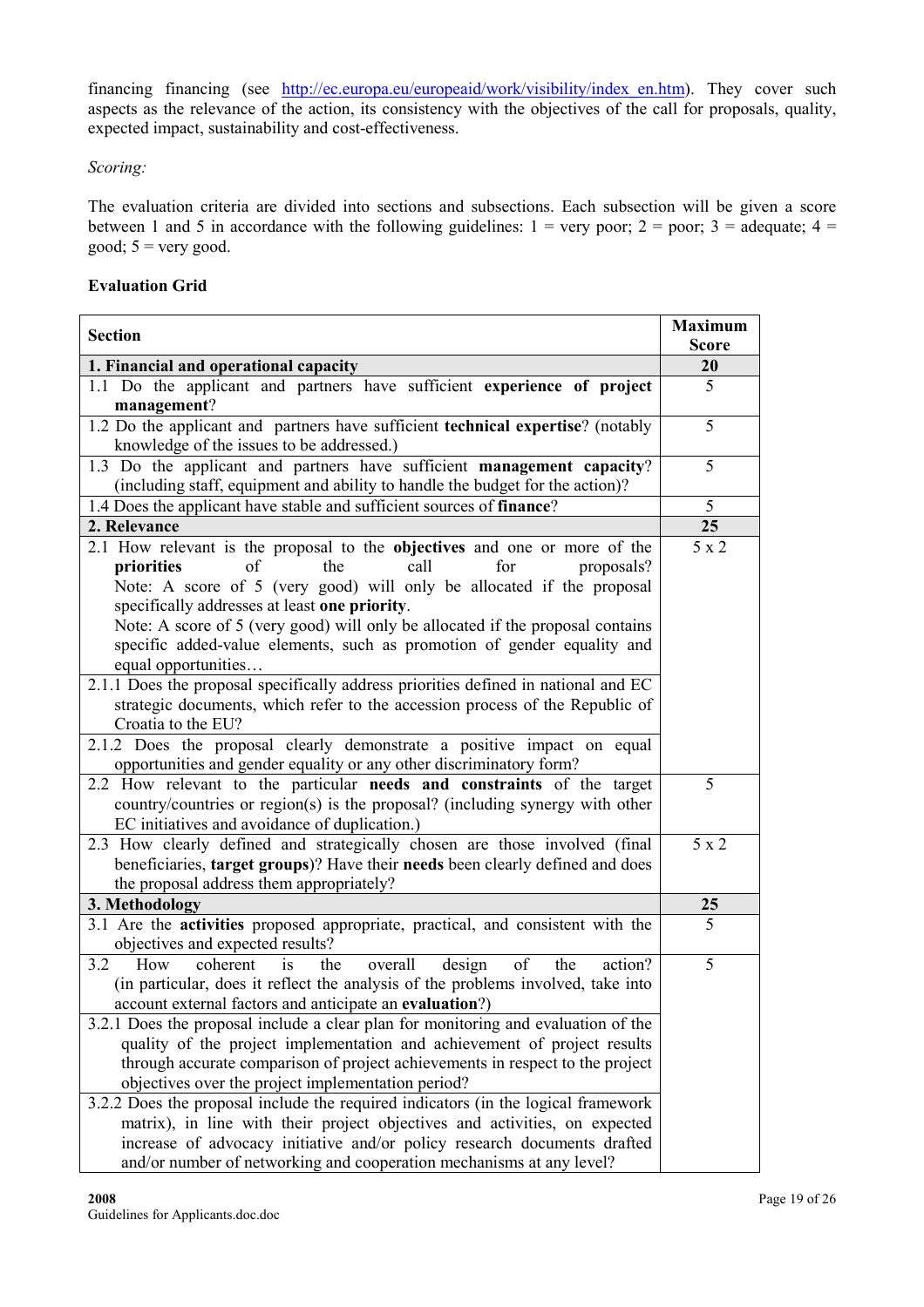financing financing (see http://ec.europa.eu/europeaid/work/visibility/index_en.htm). They cover such aspects as the relevance of the action, its consistency with the objectives of the call for proposals, quality, expected impact, sustainability and cost-effectiveness.

*Scoring:*

The evaluation criteria are divided into sections and subsections. Each subsection will be given a score between 1 and 5 in accordance with the following guidelines: 1 = very poor; 2 = poor; 3 = adequate; 4 = good; 5 = very good.

**Evaluation Grid**

| **Section** | **Maximum Score** |
|---|---|
| **1. Financial and operational capacity** | **20** |
| 1.1 Do the applicant and partners have sufficient **experience of project management**? | 5 |
| 1.2 Do the applicant and partners have sufficient **technical expertise**? (notably knowledge of the issues to be addressed.) | 5 |
| 1.3 Do the applicant and partners have sufficient **management capacity**? (including staff, equipment and ability to handle the budget for the action)? | 5 |
| 1.4 Does the applicant have stable and sufficient sources of **finance**? | 5 |
| **2. Relevance** | **25** |
| 2.1 How relevant is the proposal to the **objectives** and one or more of the **priorities** of the call for proposals? Note: A score of 5 (very good) will only be allocated if the proposal specifically addresses at least **one priority**. Note: A score of 5 (very good) will only be allocated if the proposal contains specific added-value elements, such as promotion of gender equality and equal opportunities… | 5 x 2 |
| 2.1.1 Does the proposal specifically address priorities defined in national and EC strategic documents, which refer to the accession process of the Republic of Croatia to the EU? | |
| 2.1.2 Does the proposal clearly demonstrate a positive impact on equal opportunities and gender equality or any other discriminatory form? | |
| 2.2 How relevant to the particular **needs and constraints** of the target country/countries or region(s) is the proposal? (including synergy with other EC initiatives and avoidance of duplication.) | 5 |
| 2.3 How clearly defined and strategically chosen are those involved (final beneficiaries, **target groups**)? Have their **needs** been clearly defined and does the proposal address them appropriately? | 5 x 2 |
| **3. Methodology** | **25** |
| 3.1 Are the **activities** proposed appropriate, practical, and consistent with the objectives and expected results? | 5 |
| 3.2 How coherent is the overall design of the action? (in particular, does it reflect the analysis of the problems involved, take into account external factors and anticipate an **evaluation**?) | 5 |
| 3.2.1 Does the proposal include a clear plan for monitoring and evaluation of the quality of the project implementation and achievement of project results through accurate comparison of project achievements in respect to the project objectives over the project implementation period? | |
| 3.2.2 Does the project include the required indicators (in the logical framework matrix), in line with their project objectives and activities, on expected increase of advocacy initiative and/or policy research documents drafted and/or number of networking and cooperation mechanisms at any level? | |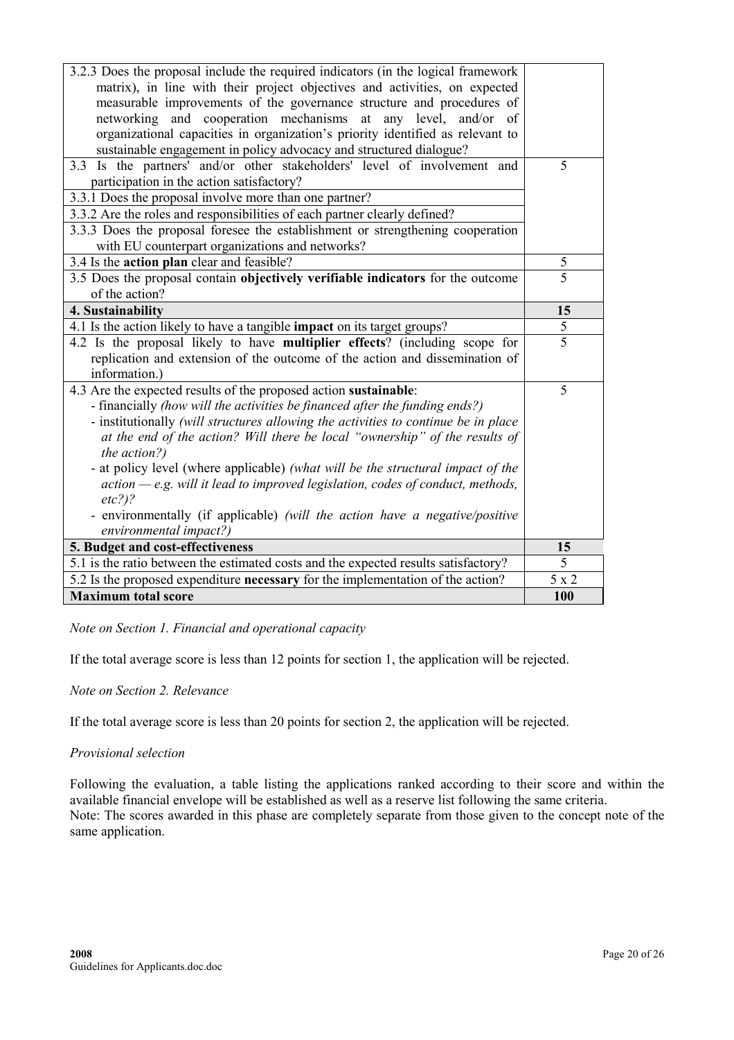| | |
|---|---|
| 3.2.3 Does the proposal include the required indicators (in the logical framework matrix), in line with their project objectives and activities, on expected measurable improvements of the governance structure and procedures of networking and cooperation mechanisms at any level, and/or of organizational capacities in organization's priority identified as relevant to sustainable engagement in policy advocacy and structured dialogue? | |
| 3.3 Is the partners' and/or other stakeholders' level of involvement and participation in the action satisfactory? | 5 |
| 3.3.1 Does the proposal involve more than one partner? | |
| 3.3.2 Are the roles and responsibilities of each partner clearly defined? | |
| 3.3.3 Does the proposal foresee the establishment or strengthening cooperation with EU counterpart organizations and networks? | |
| 3.4 Is the **action plan** clear and feasible? | 5 |
| 3.5 Does the proposal contain **objectively verifiable indicators** for the outcome of the action? | 5 |
| **4. Sustainability** | **15** |
| 4.1 Is the action likely to have a tangible **impact** on its target groups? | 5 |
| 4.2 Is the proposal likely to have **multiplier effects**? (including scope for replication and extension of the outcome of the action and dissemination of information.) | 5 |
| 4.3 Are the expected results of the proposed action **sustainable**:<br>- financially *(how will the activities be financed after the funding ends?)*<br>- institutionally *(will structures allowing the activities to continue be in place at the end of the action? Will there be local "ownership" of the results of the action?)*<br>- at policy level (where applicable) *(what will be the structural impact of the action — e.g. will it lead to improved legislation, codes of conduct, methods, etc?)?*<br>- environmentally (if applicable) *(will the action have a negative/positive environmental impact?)* | 5 |
| **5. Budget and cost-effectiveness** | **15** |
| 5.1 is the ratio between the estimated costs and the expected results satisfactory? | 5 |
| 5.2 Is the proposed expenditure **necessary** for the implementation of the action? | 5 x 2 |
| **Maximum total score** | **100** |

*Note on Section 1. Financial and operational capacity*

If the total average score is less than 12 points for section 1, the application will be rejected.

*Note on Section 2. Relevance*

If the total average score is less than 20 points for section 2, the application will be rejected.

*Provisional selection*

Following the evaluation, a table listing the applications ranked according to their score and within the available financial envelope will be established as well as a reserve list following the same criteria.
Note: The scores awarded in this phase are completely separate from those given to the concept note of the same application.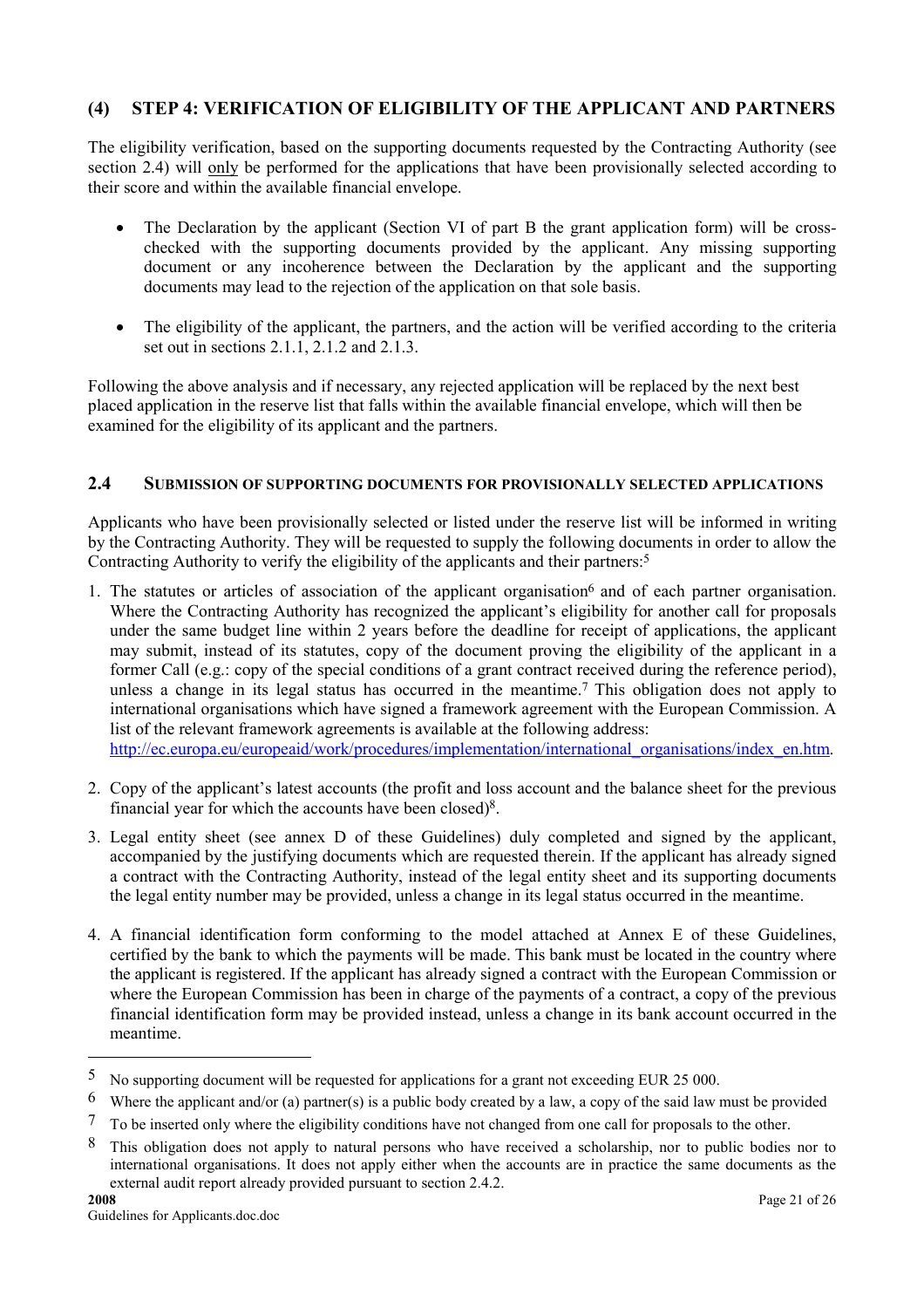## (4) STEP 4: VERIFICATION OF ELIGIBILITY OF THE APPLICANT AND PARTNERS

The eligibility verification, based on the supporting documents requested by the Contracting Authority (see section 2.4) will only be performed for the applications that have been provisionally selected according to their score and within the available financial envelope.

- The Declaration by the applicant (Section VI of part B the grant application form) will be cross-checked with the supporting documents provided by the applicant. Any missing supporting document or any incoherence between the Declaration by the applicant and the supporting documents may lead to the rejection of the application on that sole basis.
- The eligibility of the applicant, the partners, and the action will be verified according to the criteria set out in sections 2.1.1, 2.1.2 and 2.1.3.

Following the above analysis and if necessary, any rejected application will be replaced by the next best placed application in the reserve list that falls within the available financial envelope, which will then be examined for the eligibility of its applicant and the partners.

## 2.4 SUBMISSION OF SUPPORTING DOCUMENTS FOR PROVISIONALLY SELECTED APPLICATIONS

Applicants who have been provisionally selected or listed under the reserve list will be informed in writing by the Contracting Authority. They will be requested to supply the following documents in order to allow the Contracting Authority to verify the eligibility of the applicants and their partners:[5]

1. The statutes or articles of association of the applicant organisation[6] and of each partner organisation. Where the Contracting Authority has recognized the applicant's eligibility for another call for proposals under the same budget line within 2 years before the deadline for receipt of applications, the applicant may submit, instead of its statutes, copy of the document proving the eligibility of the applicant in a former Call (e.g.: copy of the special conditions of a grant contract received during the reference period), unless a change in its legal status has occurred in the meantime.[7] This obligation does not apply to international organisations which have signed a framework agreement with the European Commission. A list of the relevant framework agreements is available at the following address: http://ec.europa.eu/europeaid/work/procedures/implementation/international_organisations/index_en.htm.
2. Copy of the applicant's latest accounts (the profit and loss account and the balance sheet for the previous financial year for which the accounts have been closed)[8].
3. Legal entity sheet (see annex D of these Guidelines) duly completed and signed by the applicant, accompanied by the justifying documents which are requested therein. If the applicant has already signed a contract with the Contracting Authority, instead of the legal entity sheet and its supporting documents the legal entity number may be provided, unless a change in its legal status occurred in the meantime.
4. A financial identification form conforming to the model attached at Annex E of these Guidelines, certified by the bank to which the payments will be made. This bank must be located in the country where the applicant is registered. If the applicant has already signed a contract with the European Commission or where the European Commission has been in charge of the payments of a contract, a copy of the previous financial identification form may be provided instead, unless a change in its bank account occurred in the meantime.

---

[5] No supporting document will be requested for applications for a grant not exceeding EUR 25 000.

[6] Where the applicant and/or (a) partner(s) is a public body created by a law, a copy of the said law must be provided

[7] To be inserted only where the eligibility conditions have not changed from one call for proposals to the other.

[8] This obligation does not apply to natural persons who have received a scholarship, nor to public bodies nor to international organisations. It does not apply either when the accounts are in practice the same documents as the external audit report already provided pursuant to section 2.4.2.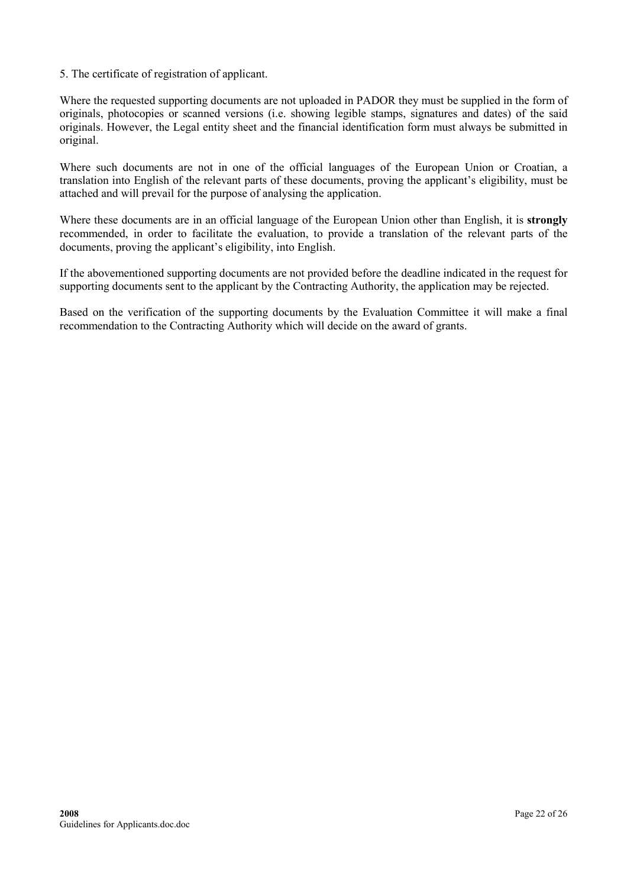5. The certificate of registration of applicant.

Where the requested supporting documents are not uploaded in PADOR they must be supplied in the form of originals, photocopies or scanned versions (i.e. showing legible stamps, signatures and dates) of the said originals. However, the Legal entity sheet and the financial identification form must always be submitted in original.

Where such documents are not in one of the official languages of the European Union or Croatian, a translation into English of the relevant parts of these documents, proving the applicant's eligibility, must be attached and will prevail for the purpose of analysing the application.

Where these documents are in an official language of the European Union other than English, it is **strongly** recommended, in order to facilitate the evaluation, to provide a translation of the relevant parts of the documents, proving the applicant's eligibility, into English.

If the abovementioned supporting documents are not provided before the deadline indicated in the request for supporting documents sent to the applicant by the Contracting Authority, the application may be rejected.

Based on the verification of the supporting documents by the Evaluation Committee it will make a final recommendation to the Contracting Authority which will decide on the award of grants.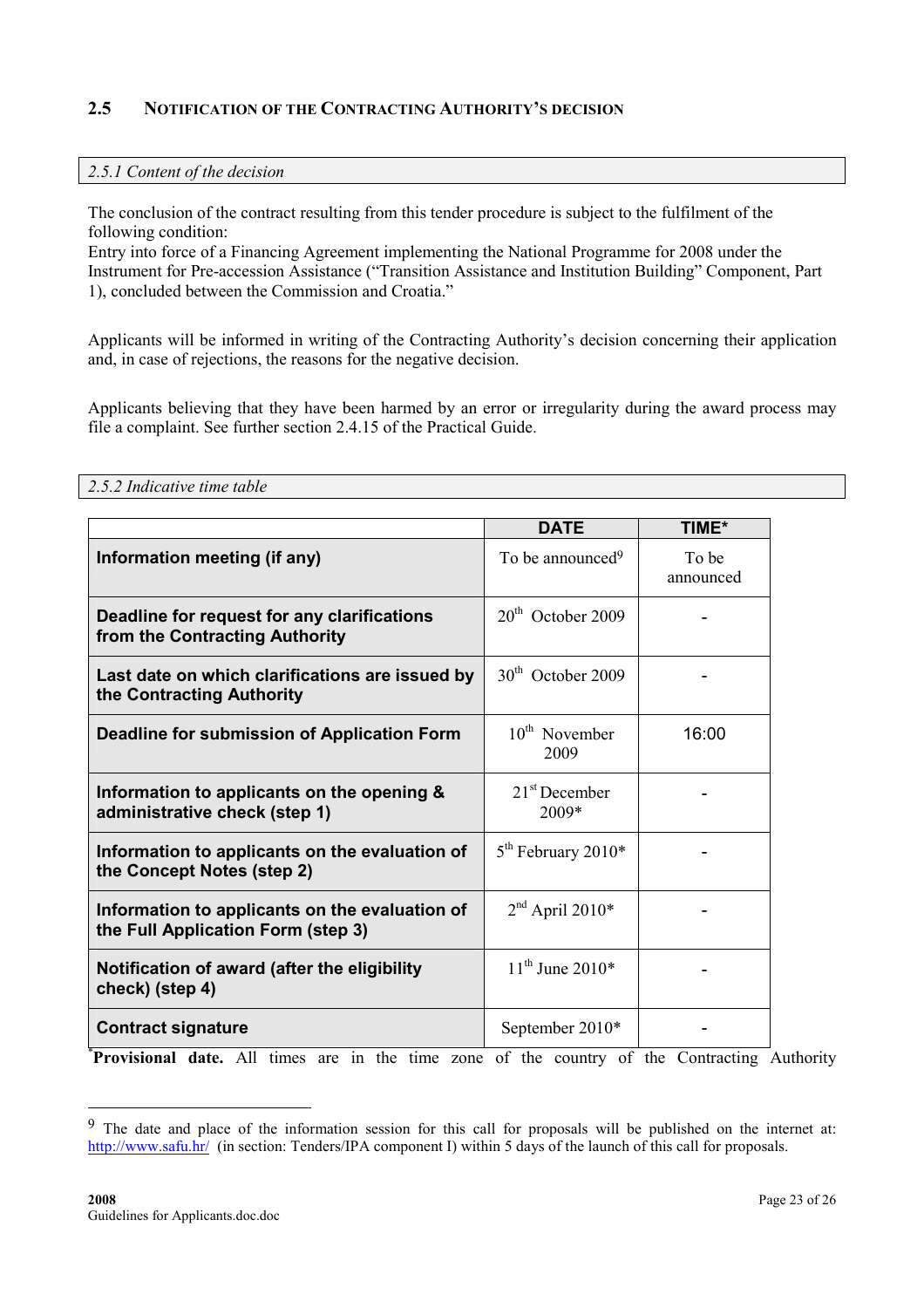## 2.5 NOTIFICATION OF THE CONTRACTING AUTHORITY'S DECISION

### *2.5.1 Content of the decision*

The conclusion of the contract resulting from this tender procedure is subject to the fulfilment of the following condition:
Entry into force of a Financing Agreement implementing the National Programme for 2008 under the Instrument for Pre-accession Assistance ("Transition Assistance and Institution Building" Component, Part 1), concluded between the Commission and Croatia."

Applicants will be informed in writing of the Contracting Authority's decision concerning their application and, in case of rejections, the reasons for the negative decision.

Applicants believing that they have been harmed by an error or irregularity during the award process may file a complaint. See further section 2.4.15 of the Practical Guide.

### *2.5.2 Indicative time table*

| | DATE | TIME* |
|---|---|---|
| **Information meeting (if any)** | To be announced[9] | To be announced |
| **Deadline for request for any clarifications from the Contracting Authority** | 20th October 2009 | - |
| **Last date on which clarifications are issued by the Contracting Authority** | 30th October 2009 | - |
| **Deadline for submission of Application Form** | 10th November 2009 | 16:00 |
| **Information to applicants on the opening & administrative check (step 1)** | 21st December 2009* | - |
| **Information to applicants on the evaluation of the Concept Notes (step 2)** | 5th February 2010* | - |
| **Information to applicants on the evaluation of the Full Application Form (step 3)** | 2nd April 2010* | - |
| **Notification of award (after the eligibility check) (step 4)** | 11th June 2010* | - |
| **Contract signature** | September 2010* | - |

***Provisional date.** All times are in the time zone of the country of the Contracting Authority

[9] The date and place of the information session for this call for proposals will be published on the internet at: http://www.safu.hr/ (in section: Tenders/IPA component I) within 5 days of the launch of this call for proposals.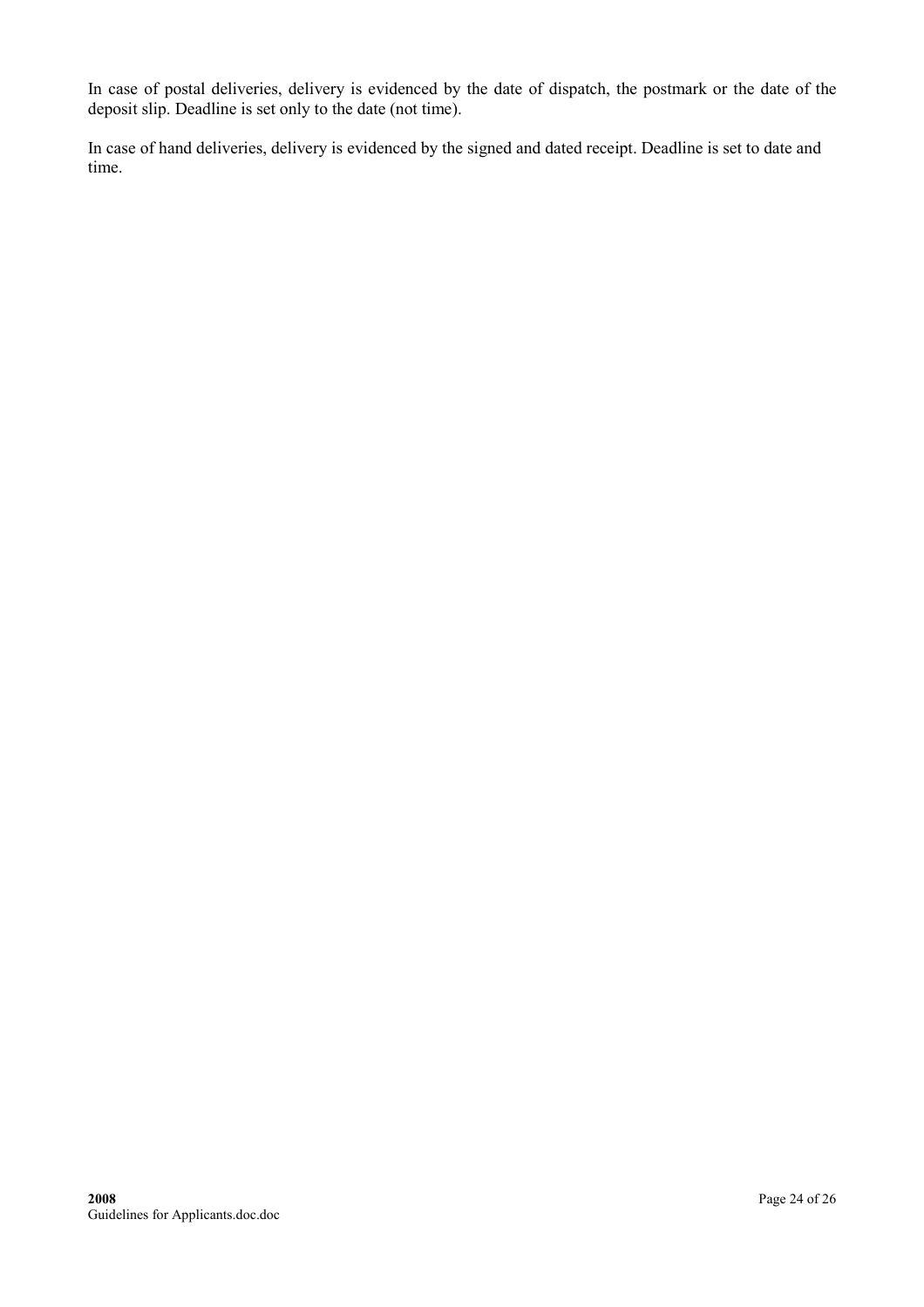In case of postal deliveries, delivery is evidenced by the date of dispatch, the postmark or the date of the deposit slip. Deadline is set only to the date (not time).

In case of hand deliveries, delivery is evidenced by the signed and dated receipt. Deadline is set to date and time.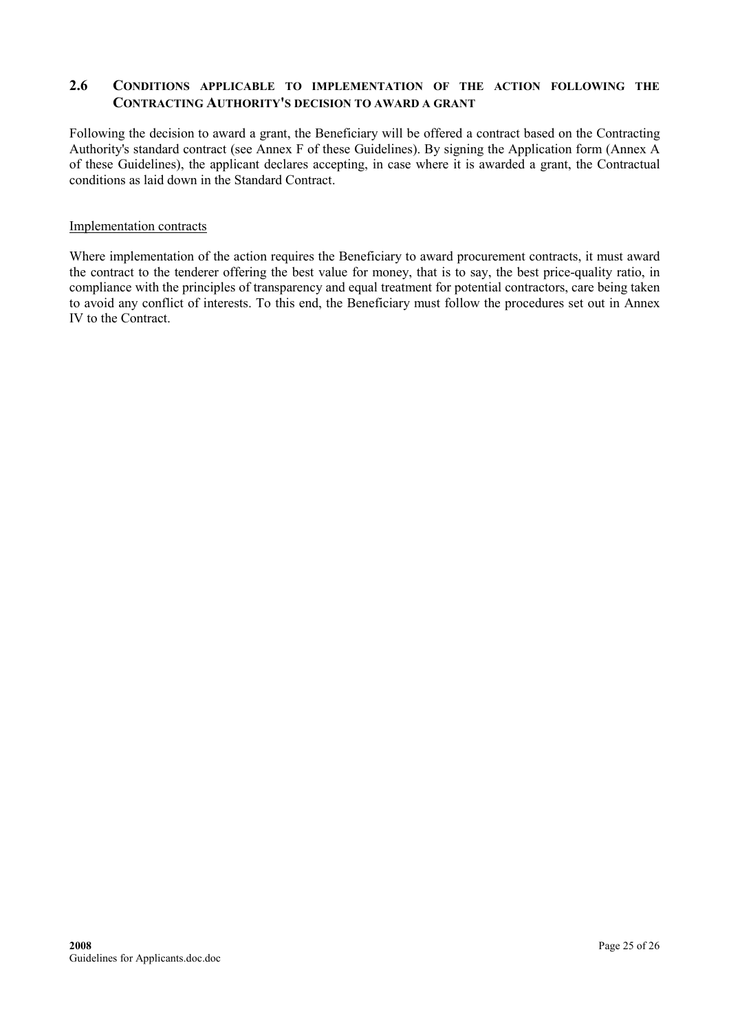## 2.6 Conditions applicable to implementation of the action following the Contracting Authority's decision to award a grant

Following the decision to award a grant, the Beneficiary will be offered a contract based on the Contracting Authority's standard contract (see Annex F of these Guidelines). By signing the Application form (Annex A of these Guidelines), the applicant declares accepting, in case where it is awarded a grant, the Contractual conditions as laid down in the Standard Contract.

<u>Implementation contracts</u>

Where implementation of the action requires the Beneficiary to award procurement contracts, it must award the contract to the tenderer offering the best value for money, that is to say, the best price-quality ratio, in compliance with the principles of transparency and equal treatment for potential contractors, care being taken to avoid any conflict of interests. To this end, the Beneficiary must follow the procedures set out in Annex IV to the Contract.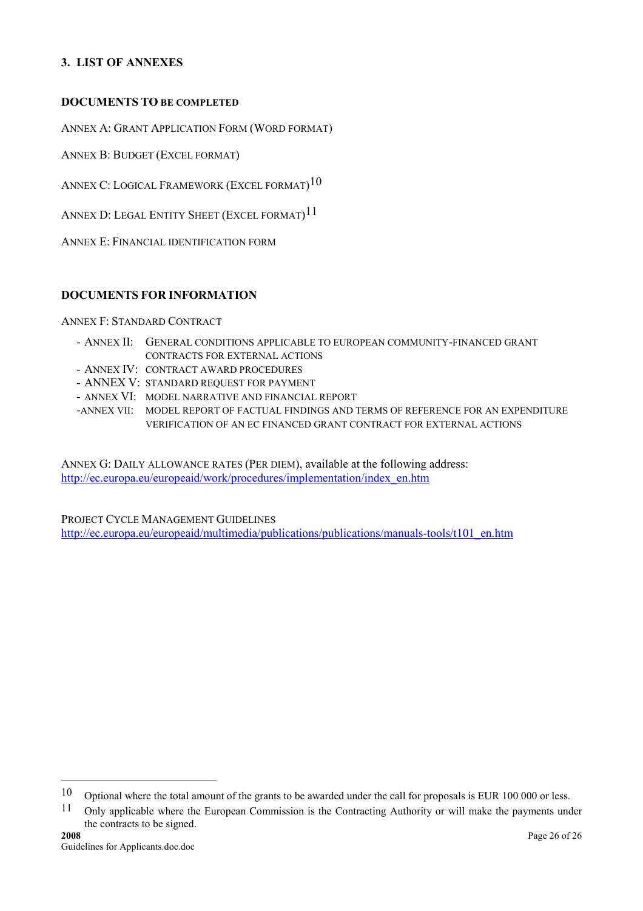## 3. LIST OF ANNEXES

### DOCUMENTS TO BE COMPLETED

ANNEX A: GRANT APPLICATION FORM (WORD FORMAT)

ANNEX B: BUDGET (EXCEL FORMAT)

ANNEX C: LOGICAL FRAMEWORK (EXCEL FORMAT)[10]

ANNEX D: LEGAL ENTITY SHEET (EXCEL FORMAT)[11]

ANNEX E: FINANCIAL IDENTIFICATION FORM

### DOCUMENTS FOR INFORMATION

ANNEX F: STANDARD CONTRACT

- ANNEX II: GENERAL CONDITIONS APPLICABLE TO EUROPEAN COMMUNITY-FINANCED GRANT CONTRACTS FOR EXTERNAL ACTIONS
- ANNEX IV: CONTRACT AWARD PROCEDURES
- ANNEX V: STANDARD REQUEST FOR PAYMENT
- ANNEX VI: MODEL NARRATIVE AND FINANCIAL REPORT
- ANNEX VII: MODEL REPORT OF FACTUAL FINDINGS AND TERMS OF REFERENCE FOR AN EXPENDITURE VERIFICATION OF AN EC FINANCED GRANT CONTRACT FOR EXTERNAL ACTIONS

ANNEX G: DAILY ALLOWANCE RATES (PER DIEM), available at the following address:
http://ec.europa.eu/europeaid/work/procedures/implementation/index_en.htm

PROJECT CYCLE MANAGEMENT GUIDELINES
http://ec.europa.eu/europeaid/multimedia/publications/publications/manuals-tools/t101_en.htm

---

[10] Optional where the total amount of the grants to be awarded under the call for proposals is EUR 100 000 or less.

[11] Only applicable where the European Commission is the Contracting Authority or will make the payments under the contracts to be signed.